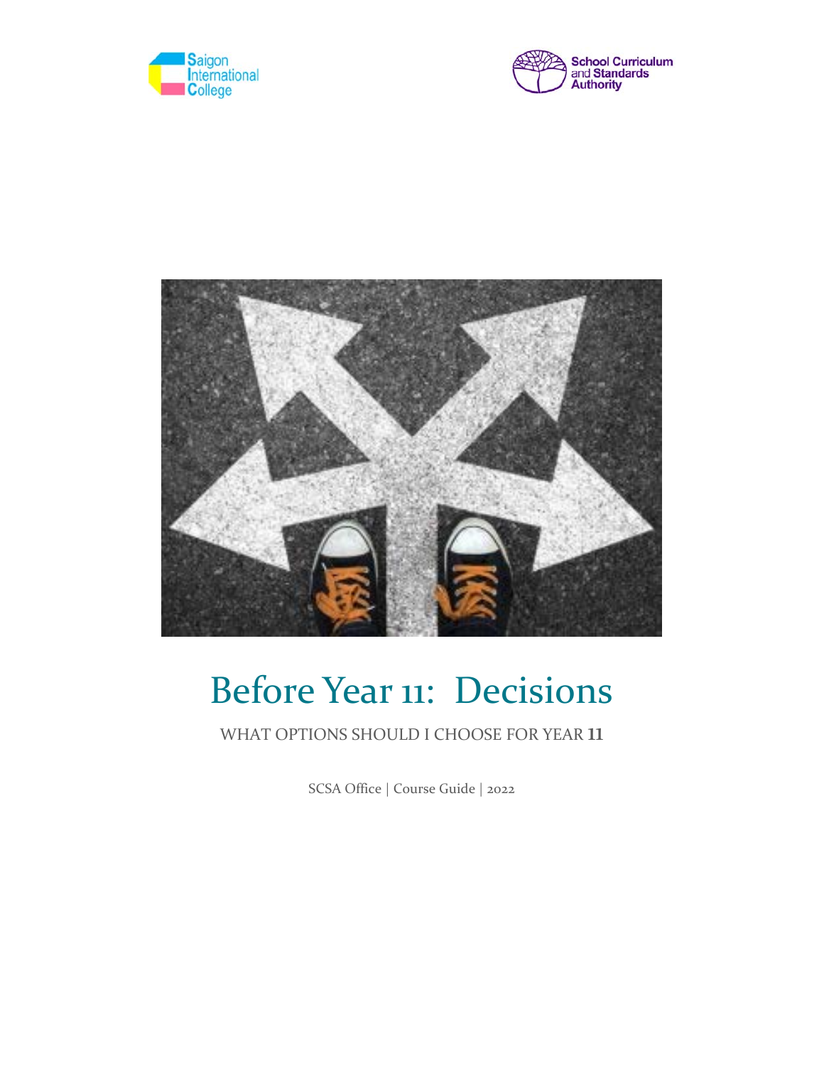Saigon International College

School Curriculum and Standards Authority

# Before Year 11: Decisions

WHAT OPTIONS SHOULD I CHOOSE FOR YEAR **11**

SCSA Office | Course Guide | 2022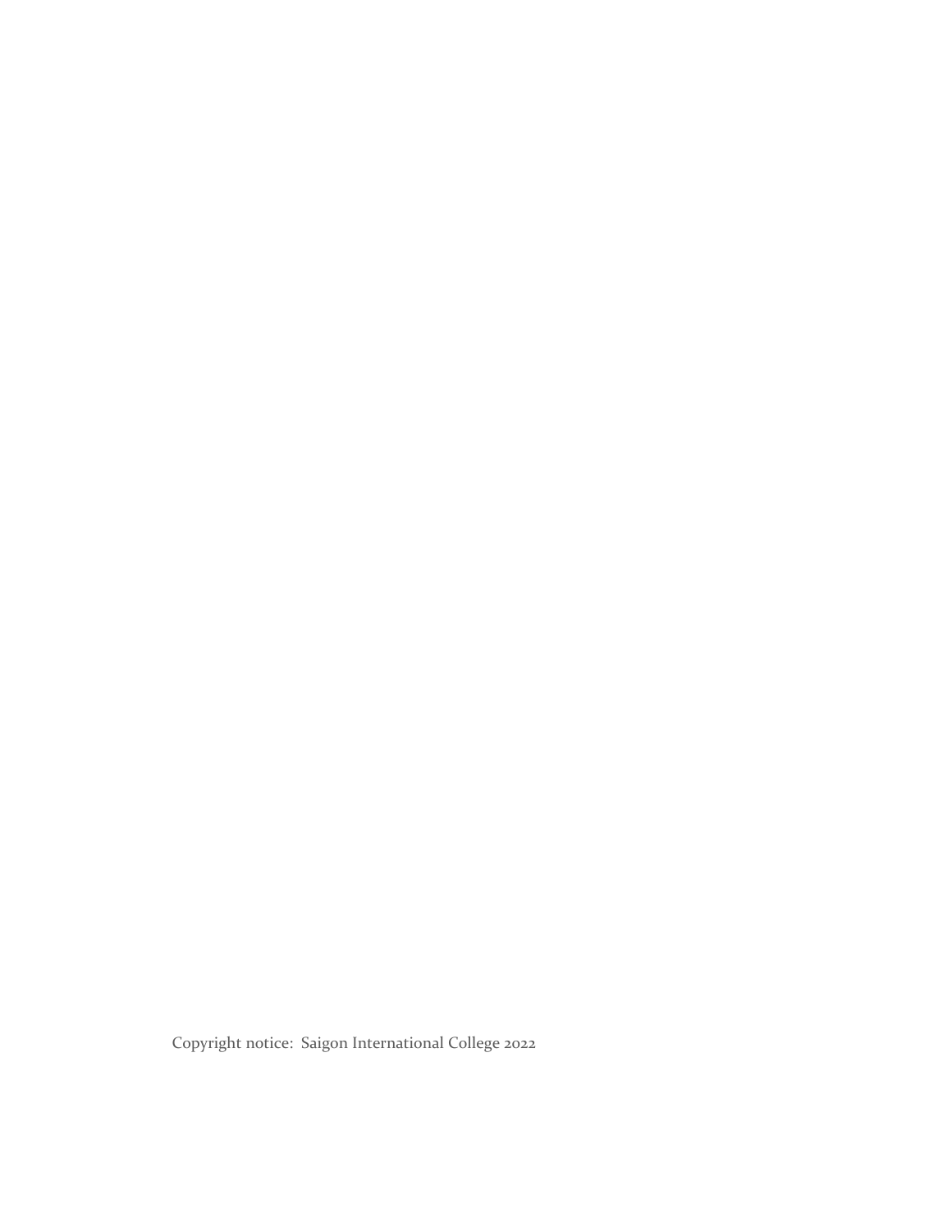Copyright notice: Saigon International College 2022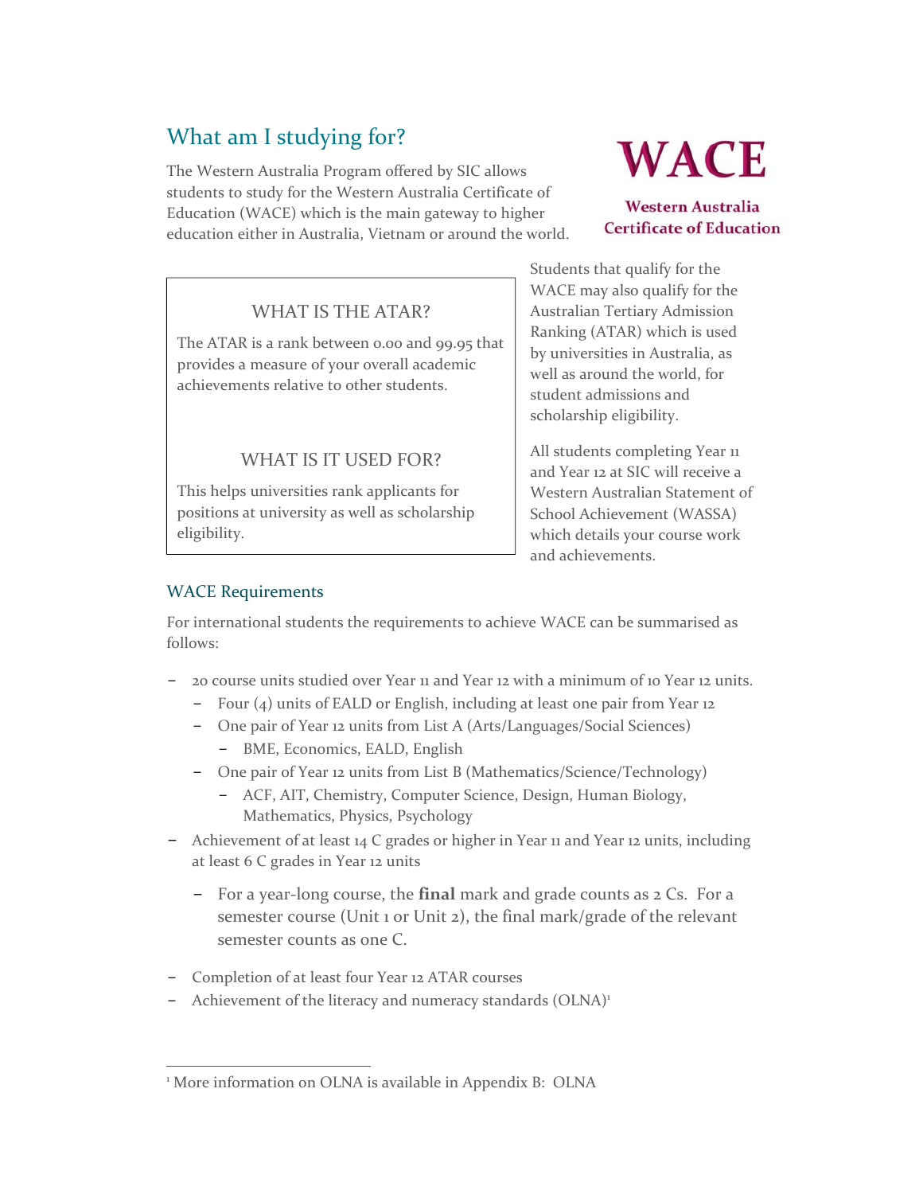## What am I studying for?

The Western Australia Program offered by SIC allows students to study for the Western Australia Certificate of Education (WACE) which is the main gateway to higher education either in Australia, Vietnam or around the world.

**WACE**

**Western Australia Certificate of Education**

### WHAT IS THE ATAR?

The ATAR is a rank between 0.00 and 99.95 that provides a measure of your overall academic achievements relative to other students.

### WHAT IS IT USED FOR?

This helps universities rank applicants for positions at university as well as scholarship eligibility.

Students that qualify for the WACE may also qualify for the Australian Tertiary Admission Ranking (ATAR) which is used by universities in Australia, as well as around the world, for student admissions and scholarship eligibility.

All students completing Year 11 and Year 12 at SIC will receive a Western Australian Statement of School Achievement (WASSA) which details your course work and achievements.

### WACE Requirements

For international students the requirements to achieve WACE can be summarised as follows:

- 20 course units studied over Year 11 and Year 12 with a minimum of 10 Year 12 units.
  - Four (4) units of EALD or English, including at least one pair from Year 12
  - One pair of Year 12 units from List A (Arts/Languages/Social Sciences)
    - BME, Economics, EALD, English
  - One pair of Year 12 units from List B (Mathematics/Science/Technology)
    - ACF, AIT, Chemistry, Computer Science, Design, Human Biology, Mathematics, Physics, Psychology
- Achievement of at least 14 C grades or higher in Year 11 and Year 12 units, including at least 6 C grades in Year 12 units
  - For a year-long course, the **final** mark and grade counts as 2 Cs. For a semester course (Unit 1 or Unit 2), the final mark/grade of the relevant semester counts as one C.
- Completion of at least four Year 12 ATAR courses
- Achievement of the literacy and numeracy standards (OLNA)[1]

[1] More information on OLNA is available in Appendix B: OLNA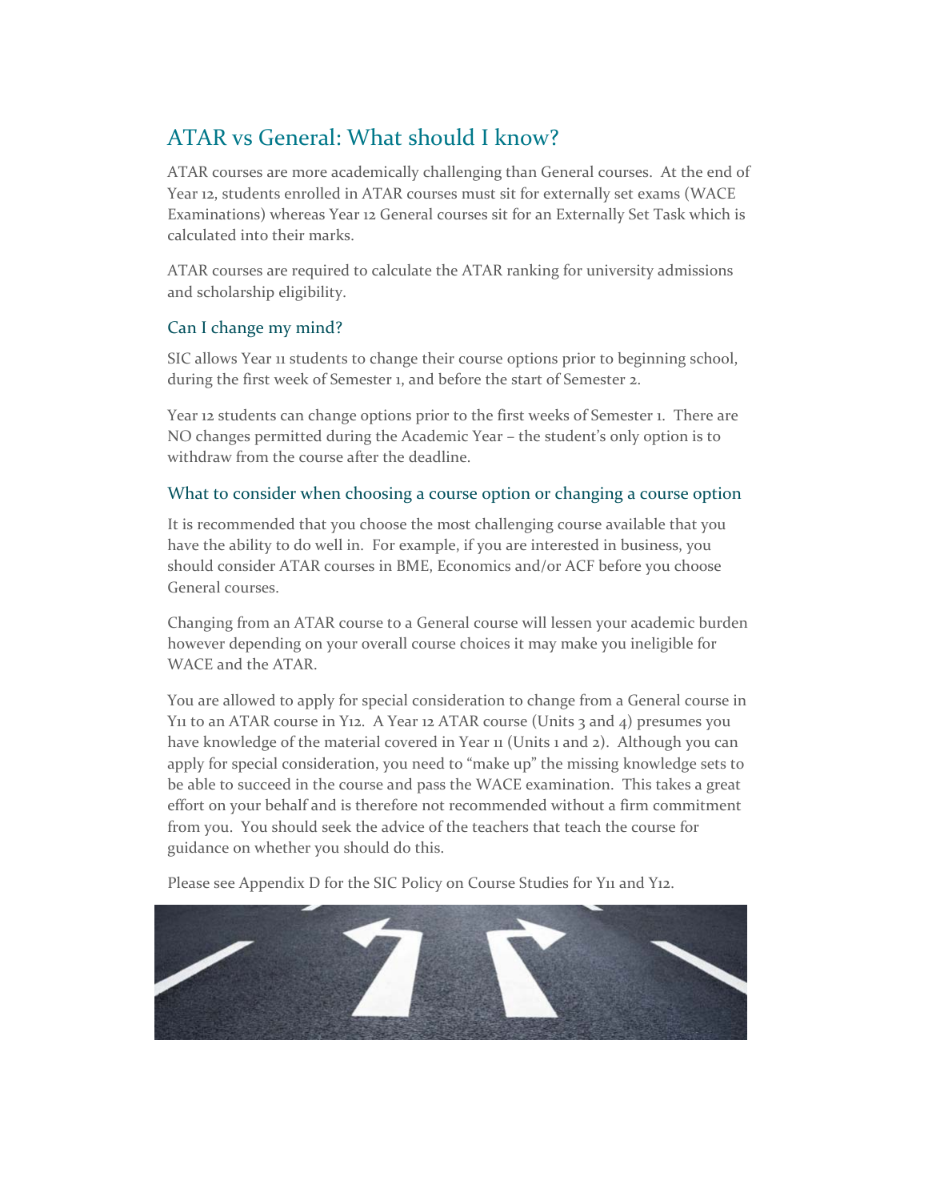# ATAR vs General: What should I know?

ATAR courses are more academically challenging than General courses. At the end of Year 12, students enrolled in ATAR courses must sit for externally set exams (WACE Examinations) whereas Year 12 General courses sit for an Externally Set Task which is calculated into their marks.

ATAR courses are required to calculate the ATAR ranking for university admissions and scholarship eligibility.

## Can I change my mind?

SIC allows Year 11 students to change their course options prior to beginning school, during the first week of Semester 1, and before the start of Semester 2.

Year 12 students can change options prior to the first weeks of Semester 1. There are NO changes permitted during the Academic Year – the student's only option is to withdraw from the course after the deadline.

## What to consider when choosing a course option or changing a course option

It is recommended that you choose the most challenging course available that you have the ability to do well in. For example, if you are interested in business, you should consider ATAR courses in BME, Economics and/or ACF before you choose General courses.

Changing from an ATAR course to a General course will lessen your academic burden however depending on your overall course choices it may make you ineligible for WACE and the ATAR.

You are allowed to apply for special consideration to change from a General course in Y11 to an ATAR course in Y12. A Year 12 ATAR course (Units 3 and 4) presumes you have knowledge of the material covered in Year 11 (Units 1 and 2). Although you can apply for special consideration, you need to "make up" the missing knowledge sets to be able to succeed in the course and pass the WACE examination. This takes a great effort on your behalf and is therefore not recommended without a firm commitment from you. You should seek the advice of the teachers that teach the course for guidance on whether you should do this.

Please see Appendix D for the SIC Policy on Course Studies for Y11 and Y12.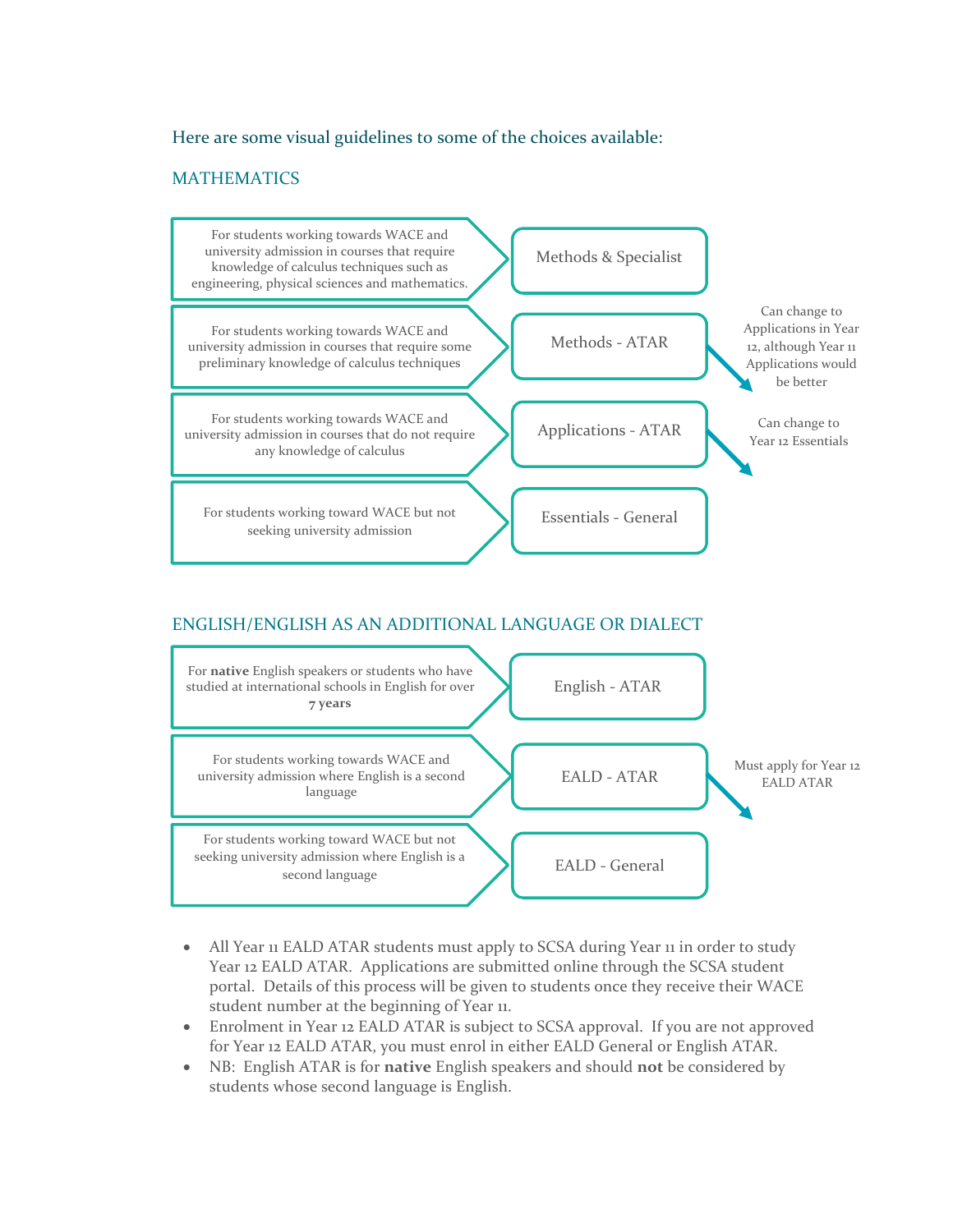Here are some visual guidelines to some of the choices available:

## MATHEMATICS

| Student pathway | Course | Notes |
|---|---|---|
| For students working towards WACE and university admission in courses that require knowledge of calculus techniques such as engineering, physical sciences and mathematics. | Methods & Specialist | |
| For students working towards WACE and university admission in courses that require some preliminary knowledge of calculus techniques | Methods - ATAR | Can change to Applications in Year 12, although Year 11 Applications would be better |
| For students working towards WACE and university admission in courses that do not require any knowledge of calculus | Applications - ATAR | Can change to Year 12 Essentials |
| For students working toward WACE but not seeking university admission | Essentials - General | |

## ENGLISH/ENGLISH AS AN ADDITIONAL LANGUAGE OR DIALECT

| Student pathway | Course | Notes |
|---|---|---|
| For **native** English speakers or students who have studied at international schools in English for over **7 years** | English - ATAR | |
| For students working towards WACE and university admission where English is a second language | EALD - ATAR | Must apply for Year 12 EALD ATAR |
| For students working toward WACE but not seeking university admission where English is a second language | EALD - General | |

- All Year 11 EALD ATAR students must apply to SCSA during Year 11 in order to study Year 12 EALD ATAR. Applications are submitted online through the SCSA student portal. Details of this process will be given to students once they receive their WACE student number at the beginning of Year 11.
- Enrolment in Year 12 EALD ATAR is subject to SCSA approval. If you are not approved for Year 12 EALD ATAR, you must enrol in either EALD General or English ATAR.
- NB: English ATAR is for **native** English speakers and should **not** be considered by students whose second language is English.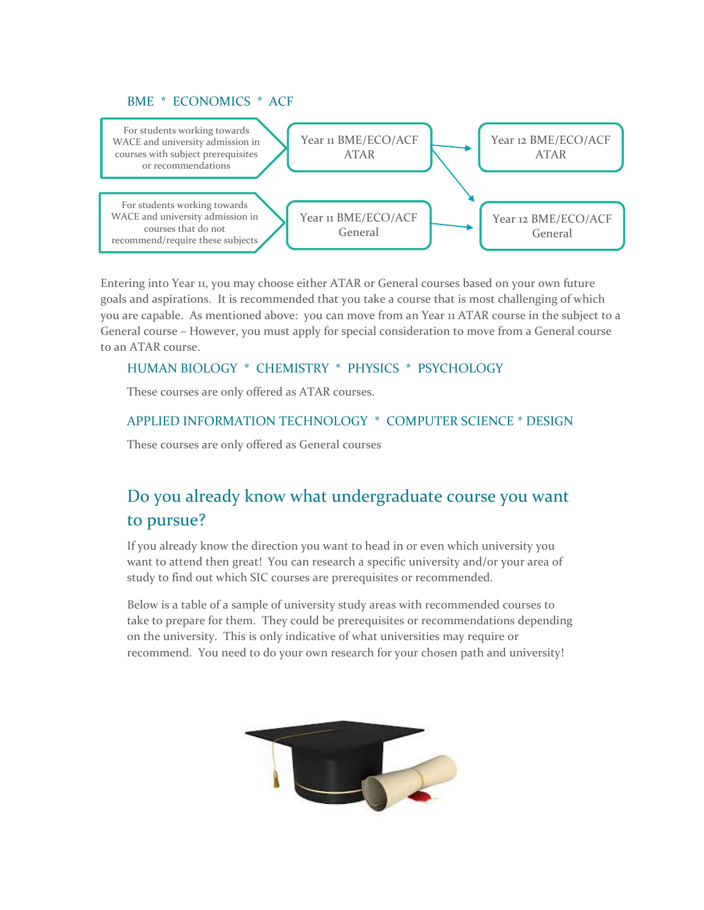BME * ECONOMICS * ACF

For students working towards WACE and university admission in courses with subject prerequisites or recommendations → Year 11 BME/ECO/ACF ATAR → Year 12 BME/ECO/ACF ATAR (or Year 12 BME/ECO/ACF General)

For students working towards WACE and university admission in courses that do not recommend/require these subjects → Year 11 BME/ECO/ACF General → Year 12 BME/ECO/ACF General

Entering into Year 11, you may choose either ATAR or General courses based on your own future goals and aspirations. It is recommended that you take a course that is most challenging of which you are capable. As mentioned above: you can move from an Year 11 ATAR course in the subject to a General course – However, you must apply for special consideration to move from a General course to an ATAR course.

HUMAN BIOLOGY * CHEMISTRY * PHYSICS * PSYCHOLOGY

These courses are only offered as ATAR courses.

APPLIED INFORMATION TECHNOLOGY * COMPUTER SCIENCE * DESIGN

These courses are only offered as General courses

## Do you already know what undergraduate course you want to pursue?

If you already know the direction you want to head in or even which university you want to attend then great! You can research a specific university and/or your area of study to find out which SIC courses are prerequisites or recommended.

Below is a table of a sample of university study areas with recommended courses to take to prepare for them. They could be prerequisites or recommendations depending on the university. This is only indicative of what universities may require or recommend. You need to do your own research for your chosen path and university!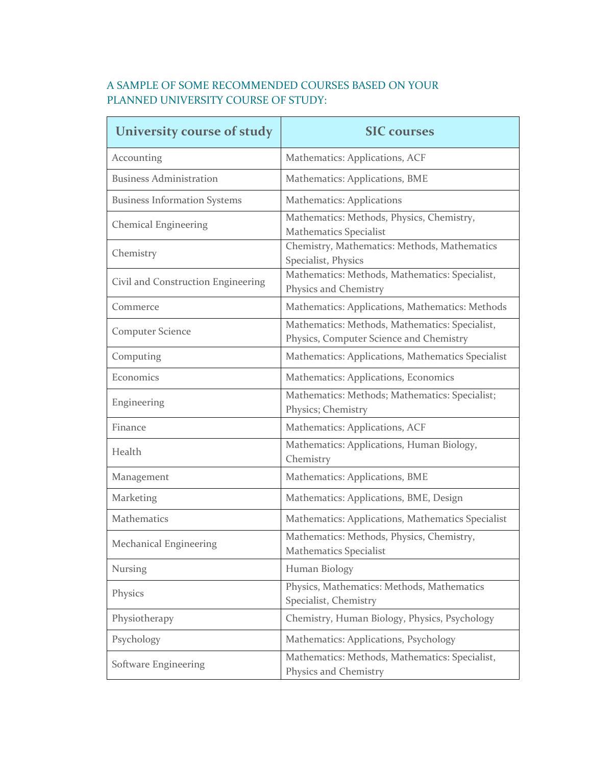## A SAMPLE OF SOME RECOMMENDED COURSES BASED ON YOUR PLANNED UNIVERSITY COURSE OF STUDY:

| University course of study | SIC courses |
|---|---|
| Accounting | Mathematics: Applications, ACF |
| Business Administration | Mathematics: Applications, BME |
| Business Information Systems | Mathematics: Applications |
| Chemical Engineering | Mathematics: Methods, Physics, Chemistry, Mathematics Specialist |
| Chemistry | Chemistry, Mathematics: Methods, Mathematics Specialist, Physics |
| Civil and Construction Engineering | Mathematics: Methods, Mathematics: Specialist, Physics and Chemistry |
| Commerce | Mathematics: Applications, Mathematics: Methods |
| Computer Science | Mathematics: Methods, Mathematics: Specialist, Physics, Computer Science and Chemistry |
| Computing | Mathematics: Applications, Mathematics Specialist |
| Economics | Mathematics: Applications, Economics |
| Engineering | Mathematics: Methods; Mathematics: Specialist; Physics; Chemistry |
| Finance | Mathematics: Applications, ACF |
| Health | Mathematics: Applications, Human Biology, Chemistry |
| Management | Mathematics: Applications, BME |
| Marketing | Mathematics: Applications, BME, Design |
| Mathematics | Mathematics: Applications, Mathematics Specialist |
| Mechanical Engineering | Mathematics: Methods, Physics, Chemistry, Mathematics Specialist |
| Nursing | Human Biology |
| Physics | Physics, Mathematics: Methods, Mathematics Specialist, Chemistry |
| Physiotherapy | Chemistry, Human Biology, Physics, Psychology |
| Psychology | Mathematics: Applications, Psychology |
| Software Engineering | Mathematics: Methods, Mathematics: Specialist, Physics and Chemistry |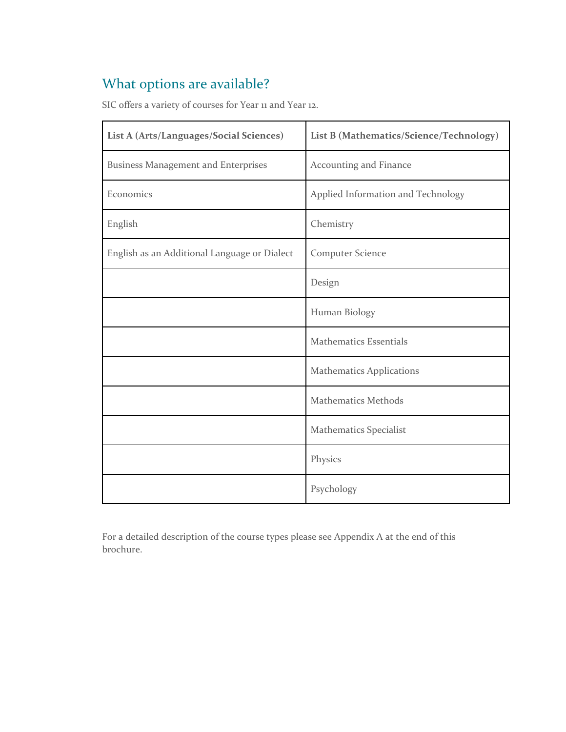## What options are available?

SIC offers a variety of courses for Year 11 and Year 12.

| List A (Arts/Languages/Social Sciences) | List B (Mathematics/Science/Technology) |
|---|---|
| Business Management and Enterprises | Accounting and Finance |
| Economics | Applied Information and Technology |
| English | Chemistry |
| English as an Additional Language or Dialect | Computer Science |
| | Design |
| | Human Biology |
| | Mathematics Essentials |
| | Mathematics Applications |
| | Mathematics Methods |
| | Mathematics Specialist |
| | Physics |
| | Psychology |

For a detailed description of the course types please see Appendix A at the end of this brochure.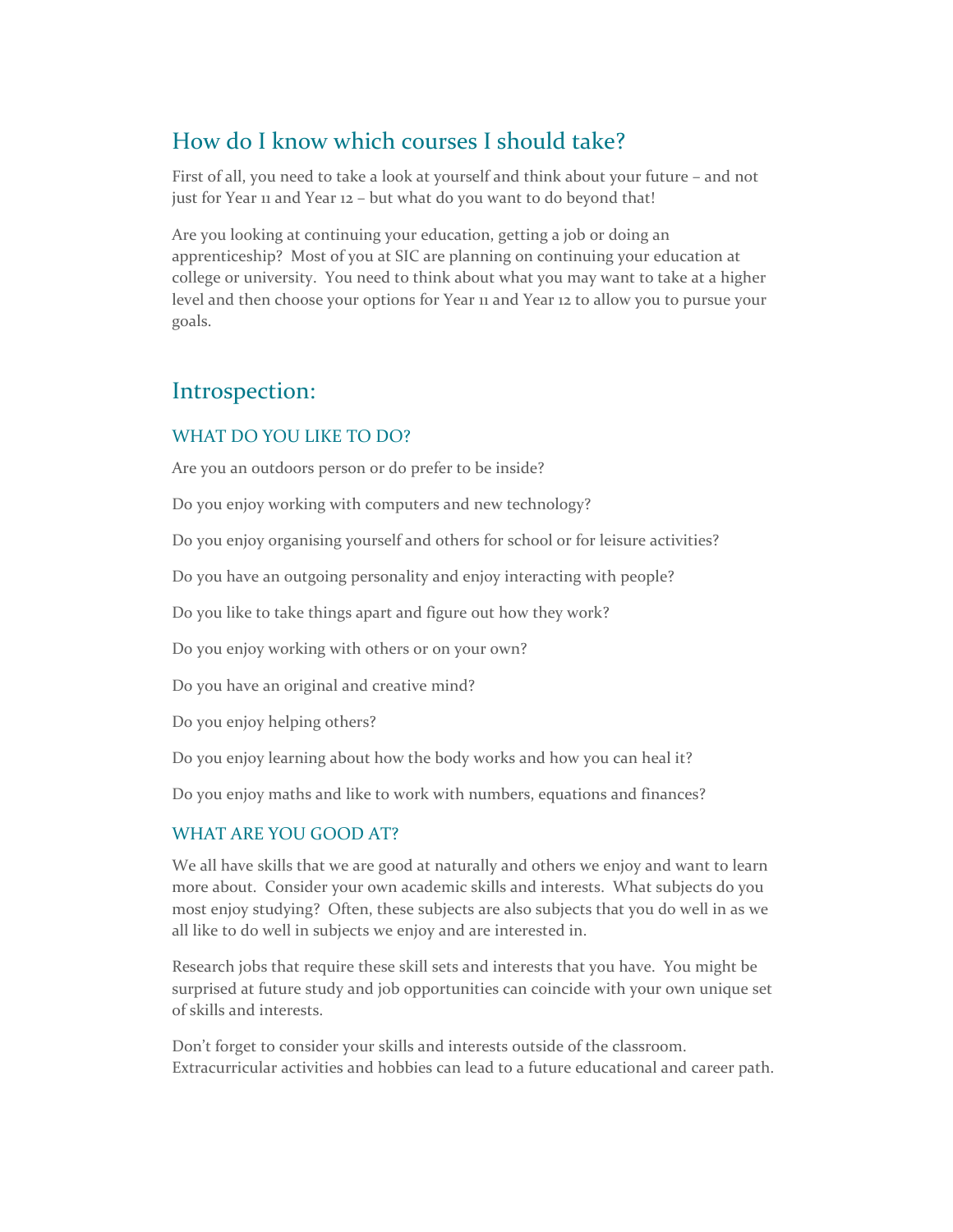## How do I know which courses I should take?

First of all, you need to take a look at yourself and think about your future – and not just for Year 11 and Year 12 – but what do you want to do beyond that!

Are you looking at continuing your education, getting a job or doing an apprenticeship? Most of you at SIC are planning on continuing your education at college or university. You need to think about what you may want to take at a higher level and then choose your options for Year 11 and Year 12 to allow you to pursue your goals.

## Introspection:

### WHAT DO YOU LIKE TO DO?

Are you an outdoors person or do prefer to be inside?

Do you enjoy working with computers and new technology?

Do you enjoy organising yourself and others for school or for leisure activities?

Do you have an outgoing personality and enjoy interacting with people?

Do you like to take things apart and figure out how they work?

Do you enjoy working with others or on your own?

Do you have an original and creative mind?

Do you enjoy helping others?

Do you enjoy learning about how the body works and how you can heal it?

Do you enjoy maths and like to work with numbers, equations and finances?

### WHAT ARE YOU GOOD AT?

We all have skills that we are good at naturally and others we enjoy and want to learn more about. Consider your own academic skills and interests. What subjects do you most enjoy studying? Often, these subjects are also subjects that you do well in as we all like to do well in subjects we enjoy and are interested in.

Research jobs that require these skill sets and interests that you have. You might be surprised at future study and job opportunities can coincide with your own unique set of skills and interests.

Don't forget to consider your skills and interests outside of the classroom. Extracurricular activities and hobbies can lead to a future educational and career path.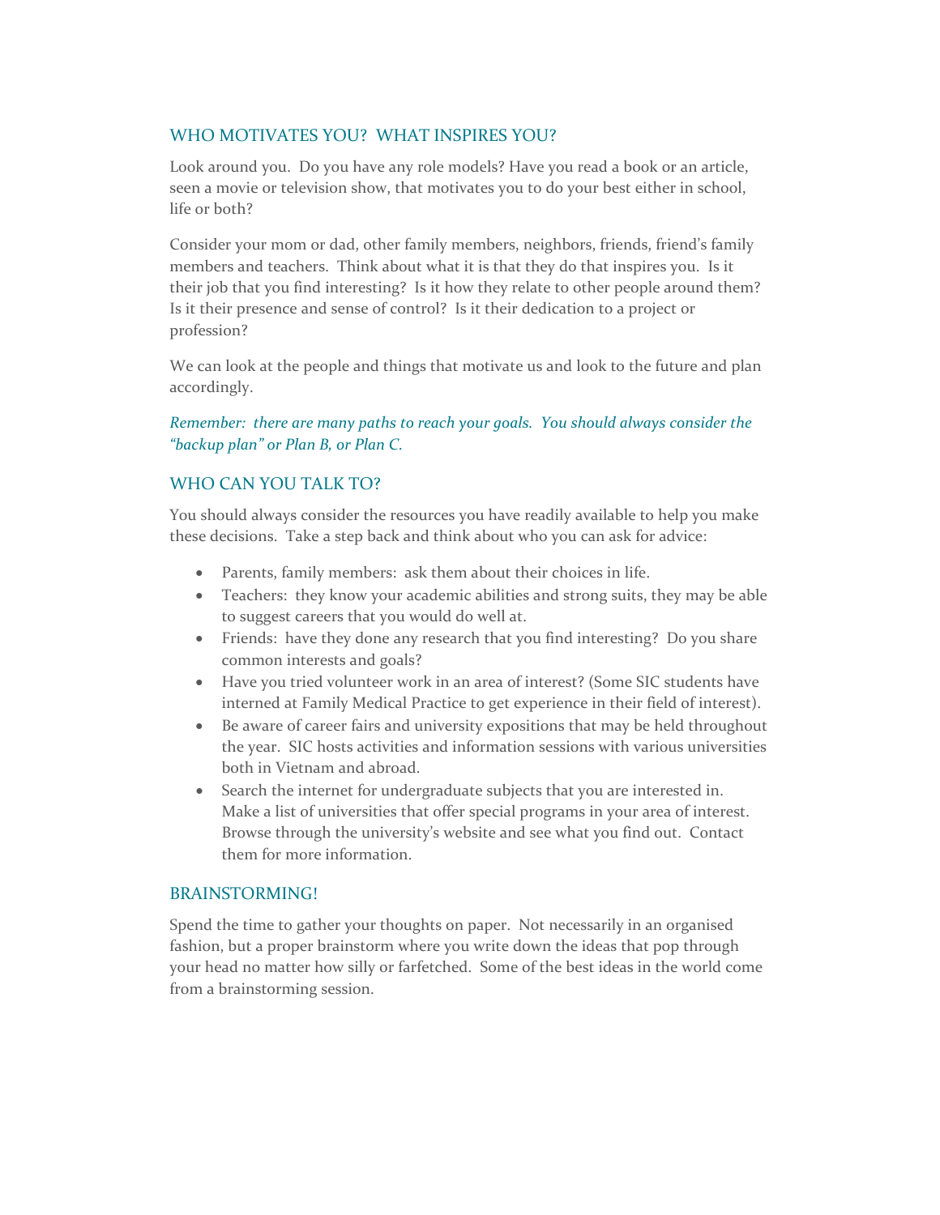## WHO MOTIVATES YOU? WHAT INSPIRES YOU?

Look around you. Do you have any role models? Have you read a book or an article, seen a movie or television show, that motivates you to do your best either in school, life or both?

Consider your mom or dad, other family members, neighbors, friends, friend's family members and teachers. Think about what it is that they do that inspires you. Is it their job that you find interesting? Is it how they relate to other people around them? Is it their presence and sense of control? Is it their dedication to a project or profession?

We can look at the people and things that motivate us and look to the future and plan accordingly.

*Remember: there are many paths to reach your goals. You should always consider the "backup plan" or Plan B, or Plan C.*

## WHO CAN YOU TALK TO?

You should always consider the resources you have readily available to help you make these decisions. Take a step back and think about who you can ask for advice:

- Parents, family members: ask them about their choices in life.
- Teachers: they know your academic abilities and strong suits, they may be able to suggest careers that you would do well at.
- Friends: have they done any research that you find interesting? Do you share common interests and goals?
- Have you tried volunteer work in an area of interest? (Some SIC students have interned at Family Medical Practice to get experience in their field of interest).
- Be aware of career fairs and university expositions that may be held throughout the year. SIC hosts activities and information sessions with various universities both in Vietnam and abroad.
- Search the internet for undergraduate subjects that you are interested in. Make a list of universities that offer special programs in your area of interest. Browse through the university's website and see what you find out. Contact them for more information.

## BRAINSTORMING!

Spend the time to gather your thoughts on paper. Not necessarily in an organised fashion, but a proper brainstorm where you write down the ideas that pop through your head no matter how silly or farfetched. Some of the best ideas in the world come from a brainstorming session.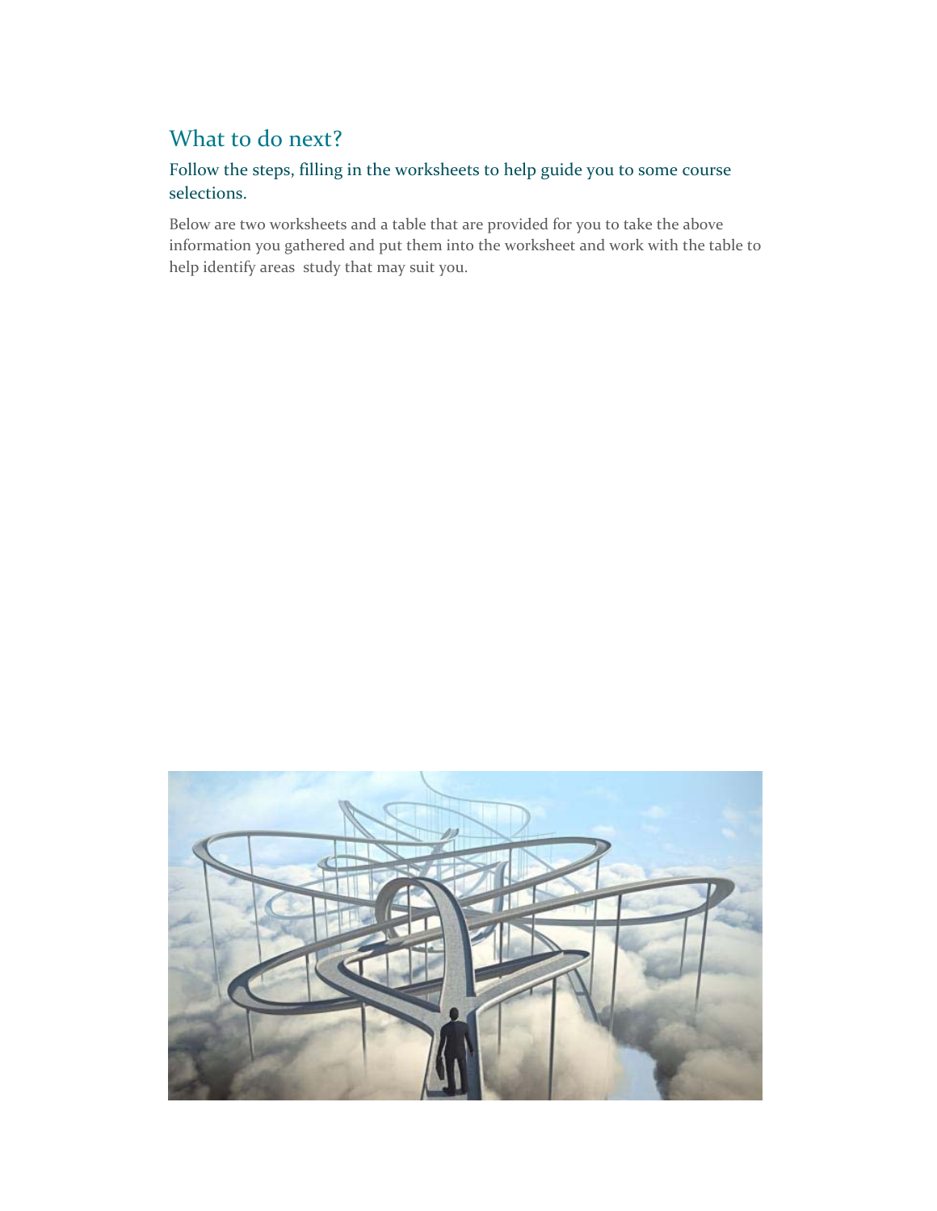## What to do next?

### Follow the steps, filling in the worksheets to help guide you to some course selections.

Below are two worksheets and a table that are provided for you to take the above information you gathered and put them into the worksheet and work with the table to help identify areas  study that may suit you.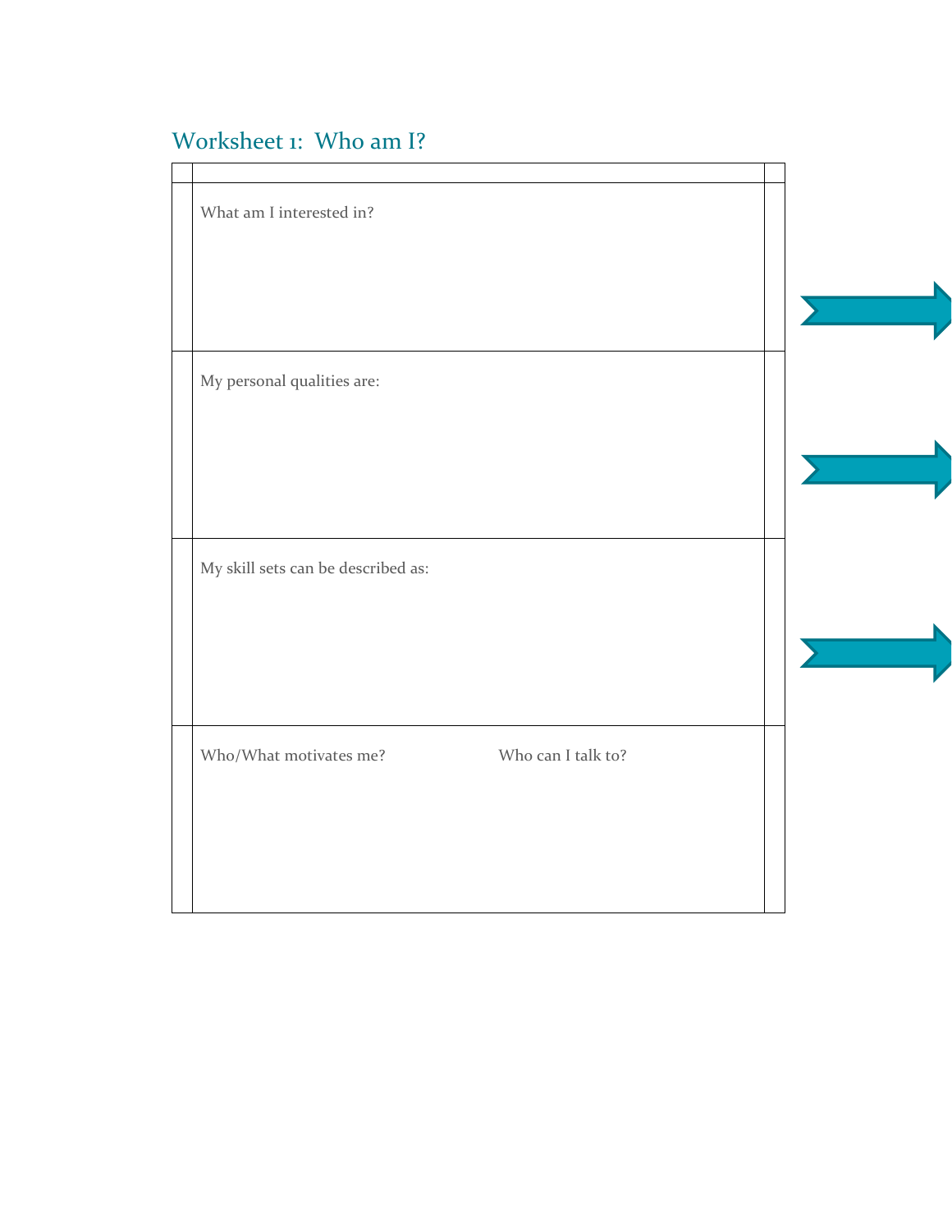## Worksheet 1: Who am I?

| |
|---|
| What am I interested in? |
| My personal qualities are: |
| My skill sets can be described as: |
| Who/What motivates me? &nbsp;&nbsp;&nbsp;&nbsp;&nbsp;&nbsp;&nbsp;&nbsp; Who can I talk to? |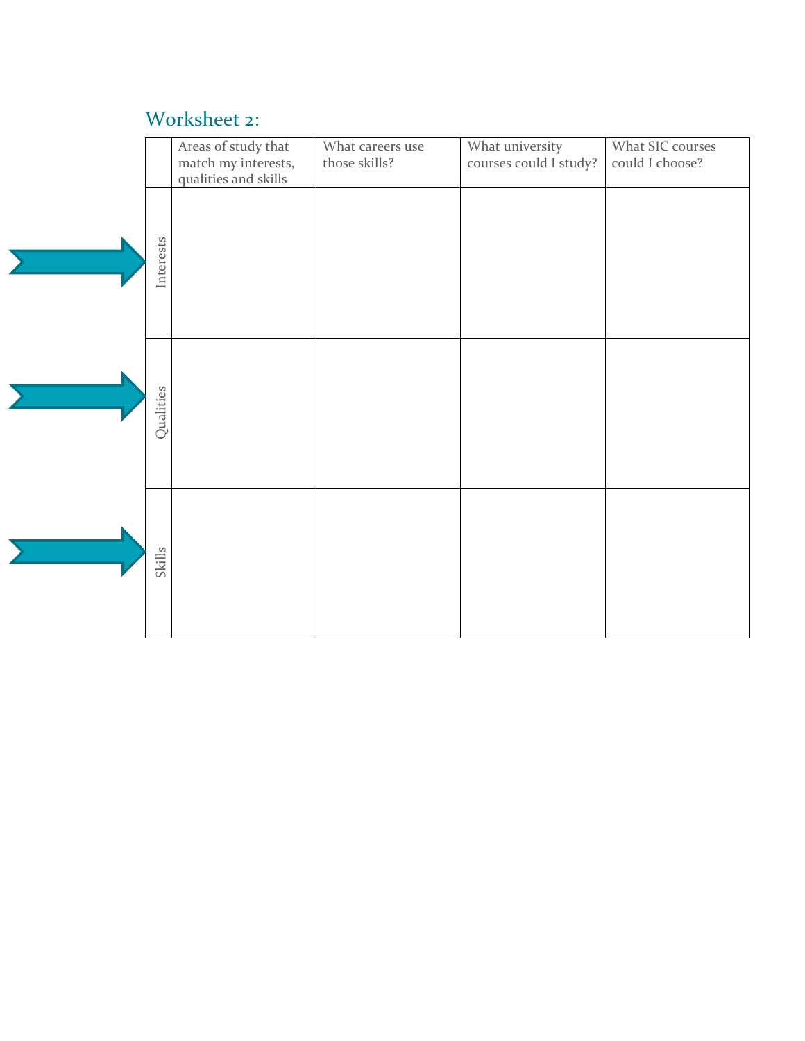## Worksheet 2:

| | Areas of study that match my interests, qualities and skills | What careers use those skills? | What university courses could I study? | What SIC courses could I choose? |
|---|---|---|---|---|
| Interests | | | | |
| Qualities | | | | |
| Skills | | | | |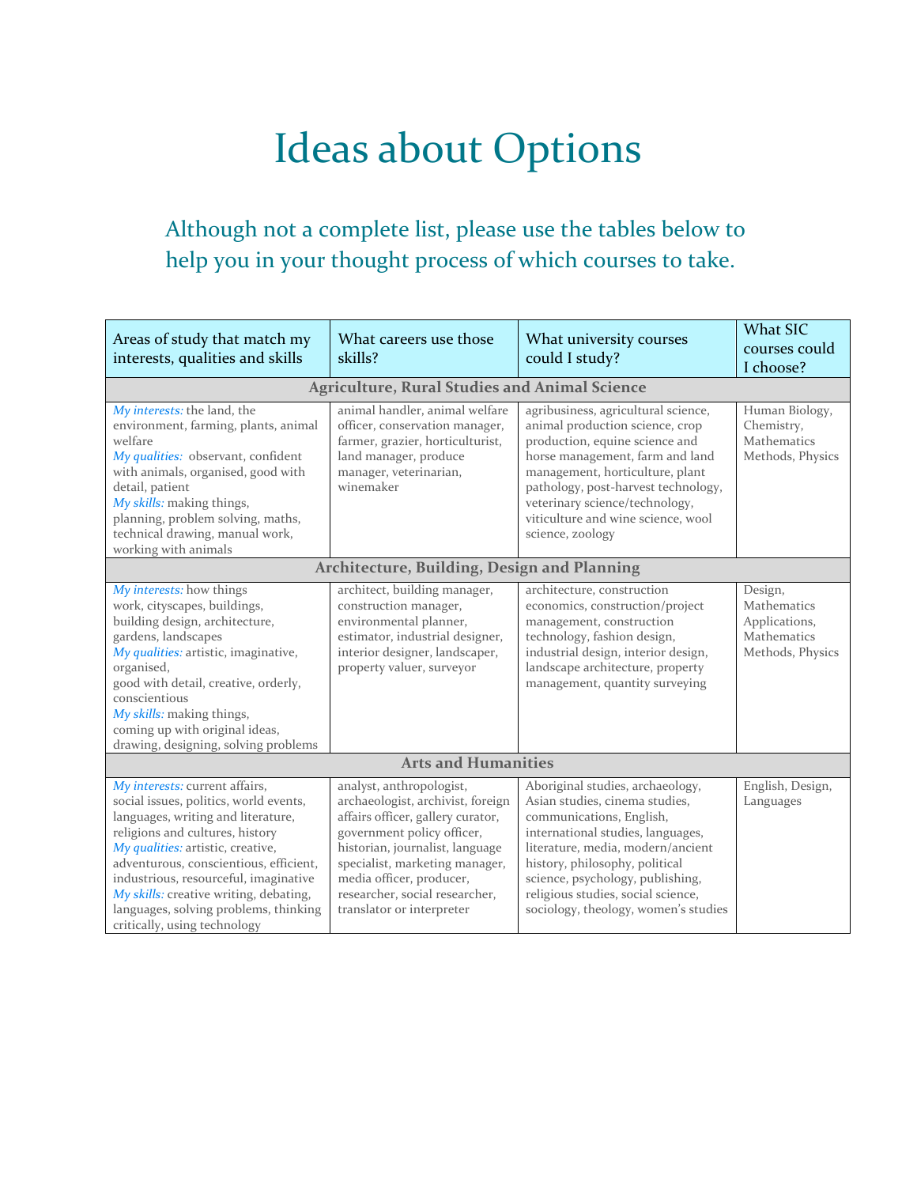# Ideas about Options

## Although not a complete list, please use the tables below to help you in your thought process of which courses to take.

| Areas of study that match my interests, qualities and skills | What careers use those skills? | What university courses could I study? | What SIC courses could I choose? |
|---|---|---|---|
| **Agriculture, Rural Studies and Animal Science** | | | |
| *My interests:* the land, the environment, farming, plants, animal welfare<br>*My qualities:* observant, confident with animals, organised, good with detail, patient<br>*My skills:* making things, planning, problem solving, maths, technical drawing, manual work, working with animals | animal handler, animal welfare officer, conservation manager, farmer, grazier, horticulturist, land manager, produce manager, veterinarian, winemaker | agribusiness, agricultural science, animal production science, crop production, equine science and horse management, farm and land management, horticulture, plant pathology, post-harvest technology, veterinary science/technology, viticulture and wine science, wool science, zoology | Human Biology, Chemistry, Mathematics Methods, Physics |
| **Architecture, Building, Design and Planning** | | | |
| *My interests:* how things work, cityscapes, buildings, building design, architecture, gardens, landscapes<br>*My qualities:* artistic, imaginative, organised, good with detail, creative, orderly, conscientious<br>*My skills:* making things, coming up with original ideas, drawing, designing, solving problems | architect, building manager, construction manager, environmental planner, estimator, industrial designer, interior designer, landscaper, property valuer, surveyor | architecture, construction economics, construction/project management, construction technology, fashion design, industrial design, interior design, landscape architecture, property management, quantity surveying | Design, Mathematics Applications, Mathematics Methods, Physics |
| **Arts and Humanities** | | | |
| *My interests:* current affairs, social issues, politics, world events, languages, writing and literature, religions and cultures, history<br>*My qualities:* artistic, creative, adventurous, conscientious, efficient, industrious, resourceful, imaginative<br>*My skills:* creative writing, debating, languages, solving problems, thinking critically, using technology | analyst, anthropologist, archaeologist, archivist, foreign affairs officer, gallery curator, government policy officer, historian, journalist, language specialist, marketing manager, media officer, producer, researcher, social researcher, translator or interpreter | Aboriginal studies, archaeology, Asian studies, cinema studies, communications, English, international studies, languages, literature, media, modern/ancient history, philosophy, political science, psychology, publishing, religious studies, social science, sociology, theology, women's studies | English, Design, Languages |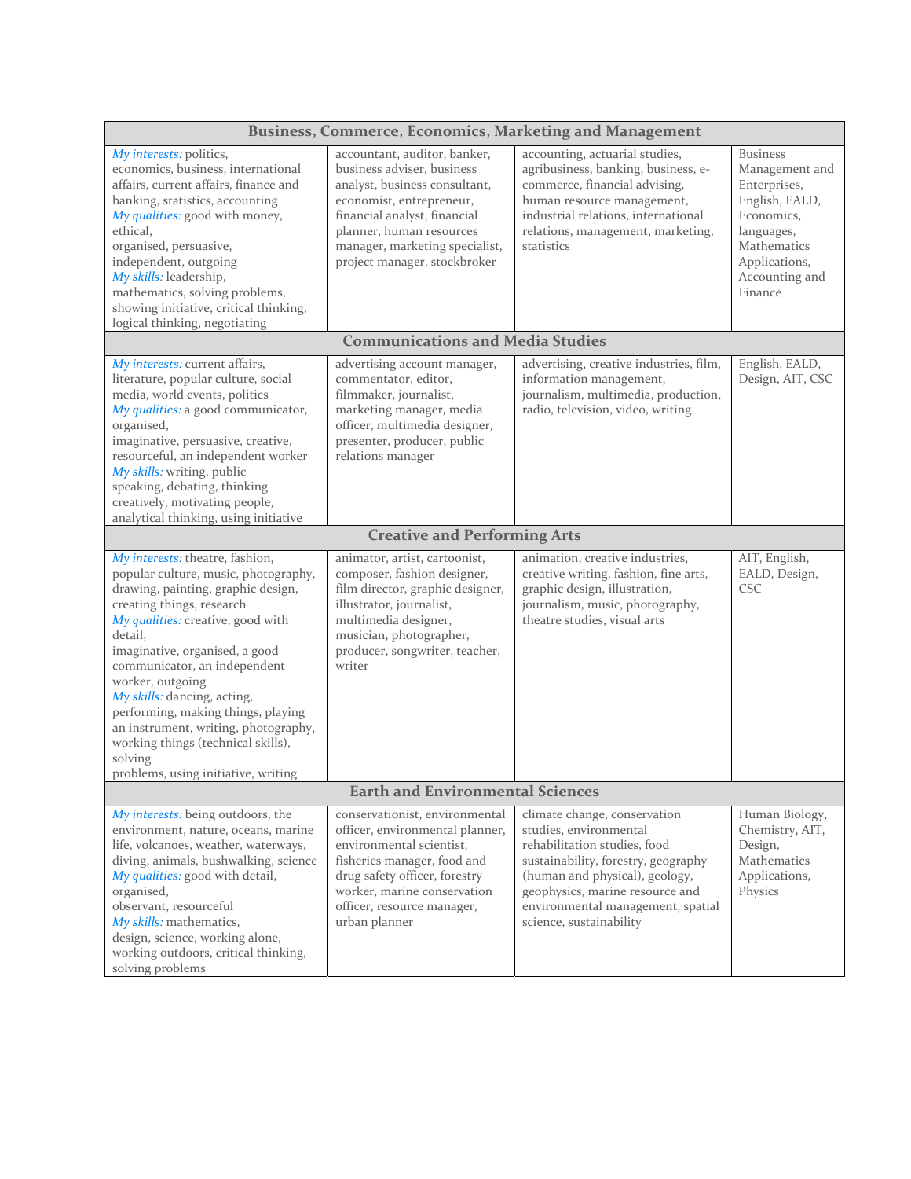| Business, Commerce, Economics, Marketing and Management | | | |
|---|---|---|---|
| *My interests:* politics, economics, business, international affairs, current affairs, finance and banking, statistics, accounting *My qualities:* good with money, ethical, organised, persuasive, independent, outgoing *My skills:* leadership, mathematics, solving problems, showing initiative, critical thinking, logical thinking, negotiating | accountant, auditor, banker, business adviser, business analyst, business consultant, economist, entrepreneur, financial analyst, financial planner, human resources manager, marketing specialist, project manager, stockbroker | accounting, actuarial studies, agribusiness, banking, business, e-commerce, financial advising, human resource management, industrial relations, international relations, management, marketing, statistics | Business Management and Enterprises, English, EALD, Economics, languages, Mathematics Applications, Accounting and Finance |
| **Communications and Media Studies** | | | |
| *My interests:* current affairs, literature, popular culture, social media, world events, politics *My qualities:* a good communicator, organised, imaginative, persuasive, creative, resourceful, an independent worker *My skills:* writing, public speaking, debating, thinking creatively, motivating people, analytical thinking, using initiative | advertising account manager, commentator, editor, filmmaker, journalist, marketing manager, media officer, multimedia designer, presenter, producer, public relations manager | advertising, creative industries, film, information management, journalism, multimedia, production, radio, television, video, writing | English, EALD, Design, AIT, CSC |
| **Creative and Performing Arts** | | | |
| *My interests:* theatre, fashion, popular culture, music, photography, drawing, painting, graphic design, creating things, research *My qualities:* creative, good with detail, imaginative, organised, a good communicator, an independent worker, outgoing *My skills:* dancing, acting, performing, making things, playing an instrument, writing, photography, working things (technical skills), solving problems, using initiative, writing | animator, artist, cartoonist, composer, fashion designer, film director, graphic designer, illustrator, journalist, multimedia designer, musician, photographer, producer, songwriter, teacher, writer | animation, creative industries, creative writing, fashion, fine arts, graphic design, illustration, journalism, music, photography, theatre studies, visual arts | AIT, English, EALD, Design, CSC |
| **Earth and Environmental Sciences** | | | |
| *My interests:* being outdoors, the environment, nature, oceans, marine life, volcanoes, weather, waterways, diving, animals, bushwalking, science *My qualities:* good with detail, organised, observant, resourceful *My skills:* mathematics, design, science, working alone, working outdoors, critical thinking, solving problems | conservationist, environmental officer, environmental planner, environmental scientist, fisheries manager, food and drug safety officer, forestry worker, marine conservation officer, resource manager, urban planner | climate change, conservation studies, environmental rehabilitation studies, food sustainability, forestry, geography (human and physical), geology, geophysics, marine resource and environmental management, spatial science, sustainability | Human Biology, Chemistry, AIT, Design, Mathematics Applications, Physics |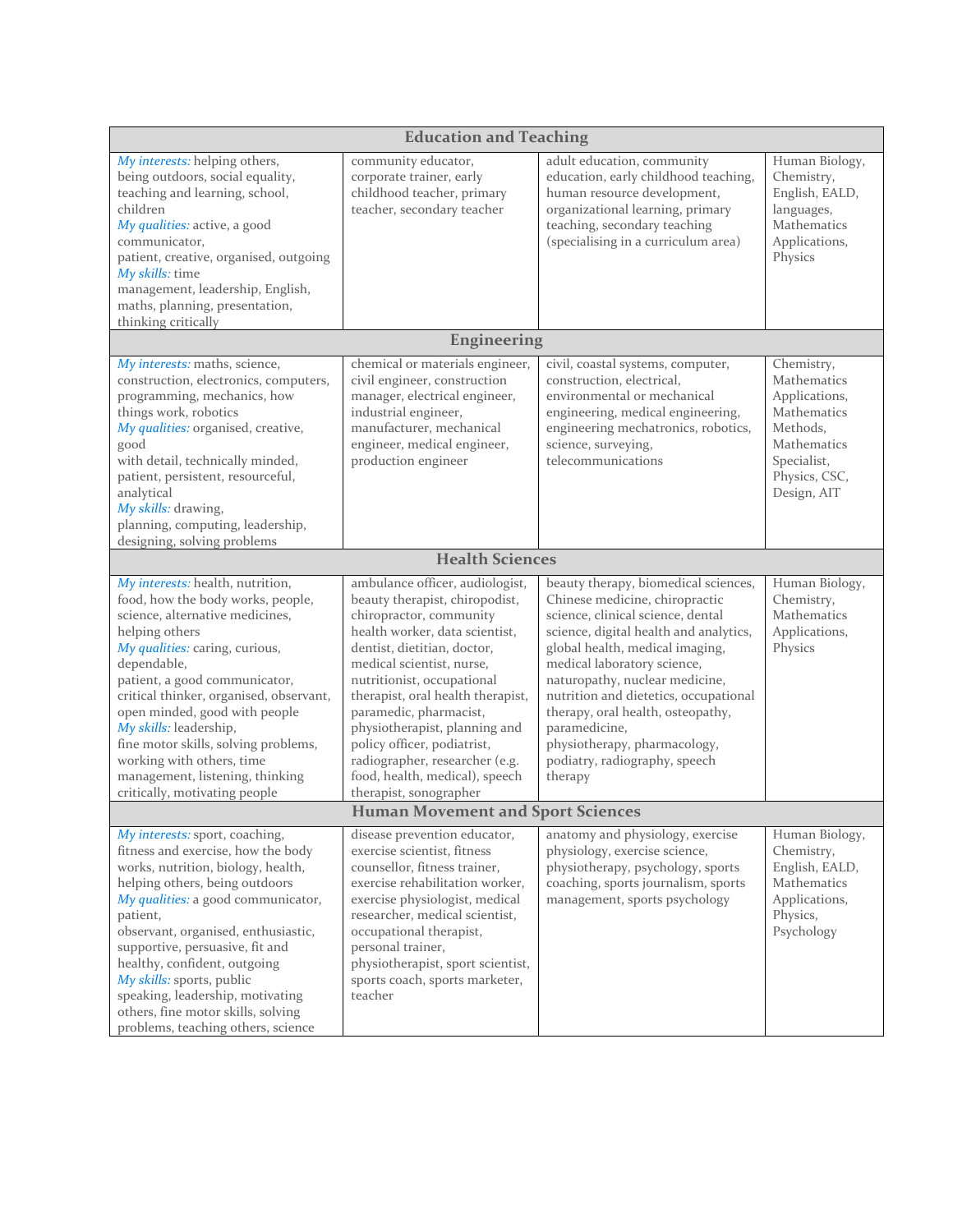| Education and Teaching | | | |
|---|---|---|---|
| *My interests:* helping others, being outdoors, social equality, teaching and learning, school, children *My qualities:* active, a good communicator, patient, creative, organised, outgoing *My skills:* time management, leadership, English, maths, planning, presentation, thinking critically | community educator, corporate trainer, early childhood teacher, primary teacher, secondary teacher | adult education, community education, early childhood teaching, human resource development, organizational learning, primary teaching, secondary teaching (specialising in a curriculum area) | Human Biology, Chemistry, English, EALD, languages, Mathematics Applications, Physics |
| **Engineering** | | | |
| *My interests:* maths, science, construction, electronics, computers, programming, mechanics, how things work, robotics *My qualities:* organised, creative, good with detail, technically minded, patient, persistent, resourceful, analytical *My skills:* drawing, planning, computing, leadership, designing, solving problems | chemical or materials engineer, civil engineer, construction manager, electrical engineer, industrial engineer, manufacturer, mechanical engineer, medical engineer, production engineer | civil, coastal systems, computer, construction, electrical, environmental or mechanical engineering, medical engineering, engineering mechatronics, robotics, science, surveying, telecommunications | Chemistry, Mathematics Applications, Mathematics Methods, Mathematics Specialist, Physics, CSC, Design, AIT |
| **Health Sciences** | | | |
| *My interests:* health, nutrition, food, how the body works, people, science, alternative medicines, helping others *My qualities:* caring, curious, dependable, patient, a good communicator, critical thinker, organised, observant, open minded, good with people *My skills:* leadership, fine motor skills, solving problems, working with others, time management, listening, thinking critically, motivating people | ambulance officer, audiologist, beauty therapist, chiropodist, chiropractor, community health worker, data scientist, dentist, dietitian, doctor, medical scientist, nurse, nutritionist, occupational therapist, oral health therapist, paramedic, pharmacist, physiotherapist, planning and policy officer, podiatrist, radiographer, researcher (e.g. food, health, medical), speech therapist, sonographer | beauty therapy, biomedical sciences, Chinese medicine, chiropractic science, clinical science, dental science, digital health and analytics, global health, medical imaging, medical laboratory science, naturopathy, nuclear medicine, nutrition and dietetics, occupational therapy, oral health, osteopathy, paramedicine, physiotherapy, pharmacology, podiatry, radiography, speech therapy | Human Biology, Chemistry, Mathematics Applications, Physics |
| **Human Movement and Sport Sciences** | | | |
| *My interests:* sport, coaching, fitness and exercise, how the body works, nutrition, biology, health, helping others, being outdoors *My qualities:* a good communicator, patient, observant, organised, enthusiastic, supportive, persuasive, fit and healthy, confident, outgoing *My skills:* sports, public speaking, leadership, motivating others, fine motor skills, solving problems, teaching others, science | disease prevention educator, exercise scientist, fitness counsellor, fitness trainer, exercise rehabilitation worker, exercise physiologist, medical researcher, medical scientist, occupational therapist, personal trainer, physiotherapist, sport scientist, sports coach, sports marketer, teacher | anatomy and physiology, exercise physiology, exercise science, physiotherapy, psychology, sports coaching, sports journalism, sports management, sports psychology | Human Biology, Chemistry, English, EALD, Mathematics Applications, Physics, Psychology |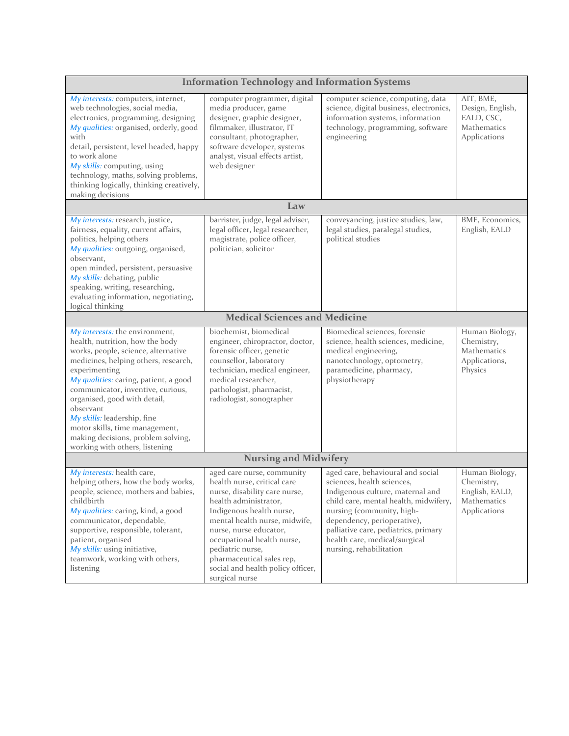| Information Technology and Information Systems | | | |
|---|---|---|---|
| *My interests:* computers, internet, web technologies, social media, electronics, programming, designing *My qualities:* organised, orderly, good with detail, persistent, level headed, happy to work alone *My skills:* computing, using technology, maths, solving problems, thinking logically, thinking creatively, making decisions | computer programmer, digital media producer, game designer, graphic designer, filmmaker, illustrator, IT consultant, photographer, software developer, systems analyst, visual effects artist, web designer | computer science, computing, data science, digital business, electronics, information systems, information technology, programming, software engineering | AIT, BME, Design, English, EALD, CSC, Mathematics Applications |
| **Law** | | | |
| *My interests:* research, justice, fairness, equality, current affairs, politics, helping others *My qualities:* outgoing, organised, observant, open minded, persistent, persuasive *My skills:* debating, public speaking, writing, researching, evaluating information, negotiating, logical thinking | barrister, judge, legal adviser, legal officer, legal researcher, magistrate, police officer, politician, solicitor | conveyancing, justice studies, law, legal studies, paralegal studies, political studies | BME, Economics, English, EALD |
| **Medical Sciences and Medicine** | | | |
| *My interests:* the environment, health, nutrition, how the body works, people, science, alternative medicines, helping others, research, experimenting *My qualities:* caring, patient, a good communicator, inventive, curious, organised, good with detail, observant *My skills:* leadership, fine motor skills, time management, making decisions, problem solving, working with others, listening | biochemist, biomedical engineer, chiropractor, doctor, forensic officer, genetic counsellor, laboratory technician, medical engineer, medical researcher, pathologist, pharmacist, radiologist, sonographer | Biomedical sciences, forensic science, health sciences, medicine, medical engineering, nanotechnology, optometry, paramedicine, pharmacy, physiotherapy | Human Biology, Chemistry, Mathematics Applications, Physics |
| **Nursing and Midwifery** | | | |
| *My interests:* health care, helping others, how the body works, people, science, mothers and babies, childbirth *My qualities:* caring, kind, a good communicator, dependable, supportive, responsible, tolerant, patient, organised *My skills:* using initiative, teamwork, working with others, listening | aged care nurse, community health nurse, critical care nurse, disability care nurse, health administrator, Indigenous health nurse, mental health nurse, midwife, nurse, nurse educator, occupational health nurse, pediatric nurse, pharmaceutical sales rep, social and health policy officer, surgical nurse | aged care, behavioural and social sciences, health sciences, Indigenous culture, maternal and child care, mental health, midwifery, nursing (community, high-dependency, perioperative), palliative care, pediatrics, primary health care, medical/surgical nursing, rehabilitation | Human Biology, Chemistry, English, EALD, Mathematics Applications |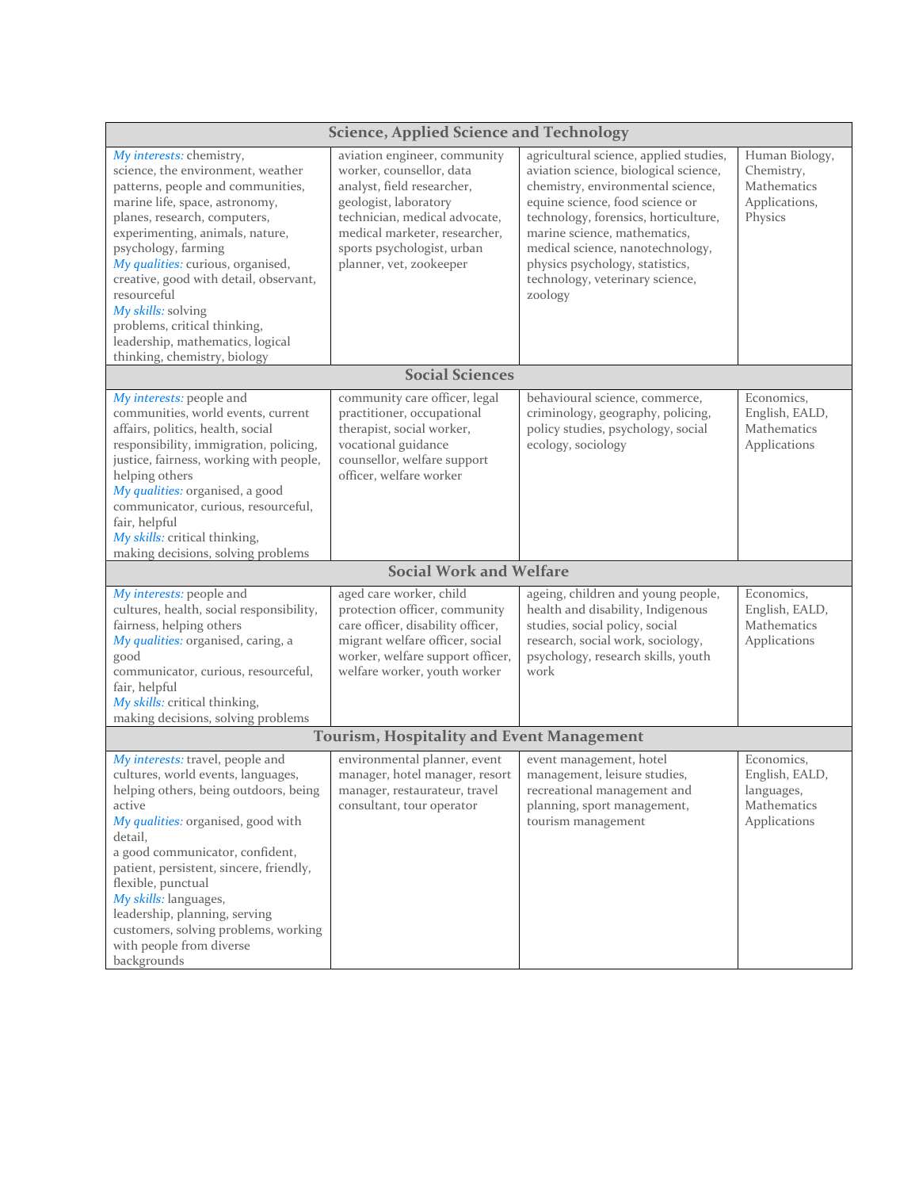| Science, Applied Science and Technology | | | |
|---|---|---|---|
| *My interests:* chemistry, science, the environment, weather patterns, people and communities, marine life, space, astronomy, planes, research, computers, experimenting, animals, nature, psychology, farming<br>*My qualities:* curious, organised, creative, good with detail, observant, resourceful<br>*My skills:* solving problems, critical thinking, leadership, mathematics, logical thinking, chemistry, biology | aviation engineer, community worker, counsellor, data analyst, field researcher, geologist, laboratory technician, medical advocate, medical marketer, researcher, sports psychologist, urban planner, vet, zookeeper | agricultural science, applied studies, aviation science, biological science, chemistry, environmental science, equine science, food science or technology, forensics, horticulture, marine science, mathematics, medical science, nanotechnology, physics psychology, statistics, technology, veterinary science, zoology | Human Biology, Chemistry, Mathematics Applications, Physics |
| **Social Sciences** | | | |
| *My interests:* people and communities, world events, current affairs, politics, health, social responsibility, immigration, policing, justice, fairness, working with people, helping others<br>*My qualities:* organised, a good communicator, curious, resourceful, fair, helpful<br>*My skills:* critical thinking, making decisions, solving problems | community care officer, legal practitioner, occupational therapist, social worker, vocational guidance counsellor, welfare support officer, welfare worker | behavioural science, commerce, criminology, geography, policing, policy studies, psychology, social ecology, sociology | Economics, English, EALD, Mathematics Applications |
| **Social Work and Welfare** | | | |
| *My interests:* people and cultures, health, social responsibility, fairness, helping others<br>*My qualities:* organised, caring, a good communicator, curious, resourceful, fair, helpful<br>*My skills:* critical thinking, making decisions, solving problems | aged care worker, child protection officer, community care officer, disability officer, migrant welfare officer, social worker, welfare support officer, welfare worker, youth worker | ageing, children and young people, health and disability, Indigenous studies, social policy, social research, social work, sociology, psychology, research skills, youth work | Economics, English, EALD, Mathematics Applications |
| **Tourism, Hospitality and Event Management** | | | |
| *My interests:* travel, people and cultures, world events, languages, helping others, being outdoors, being active<br>*My qualities:* organised, good with detail, a good communicator, confident, patient, persistent, sincere, friendly, flexible, punctual<br>*My skills:* languages, leadership, planning, serving customers, solving problems, working with people from diverse backgrounds | environmental planner, event manager, hotel manager, resort manager, restaurateur, travel consultant, tour operator | event management, hotel management, leisure studies, recreational management and planning, sport management, tourism management | Economics, English, EALD, languages, Mathematics Applications |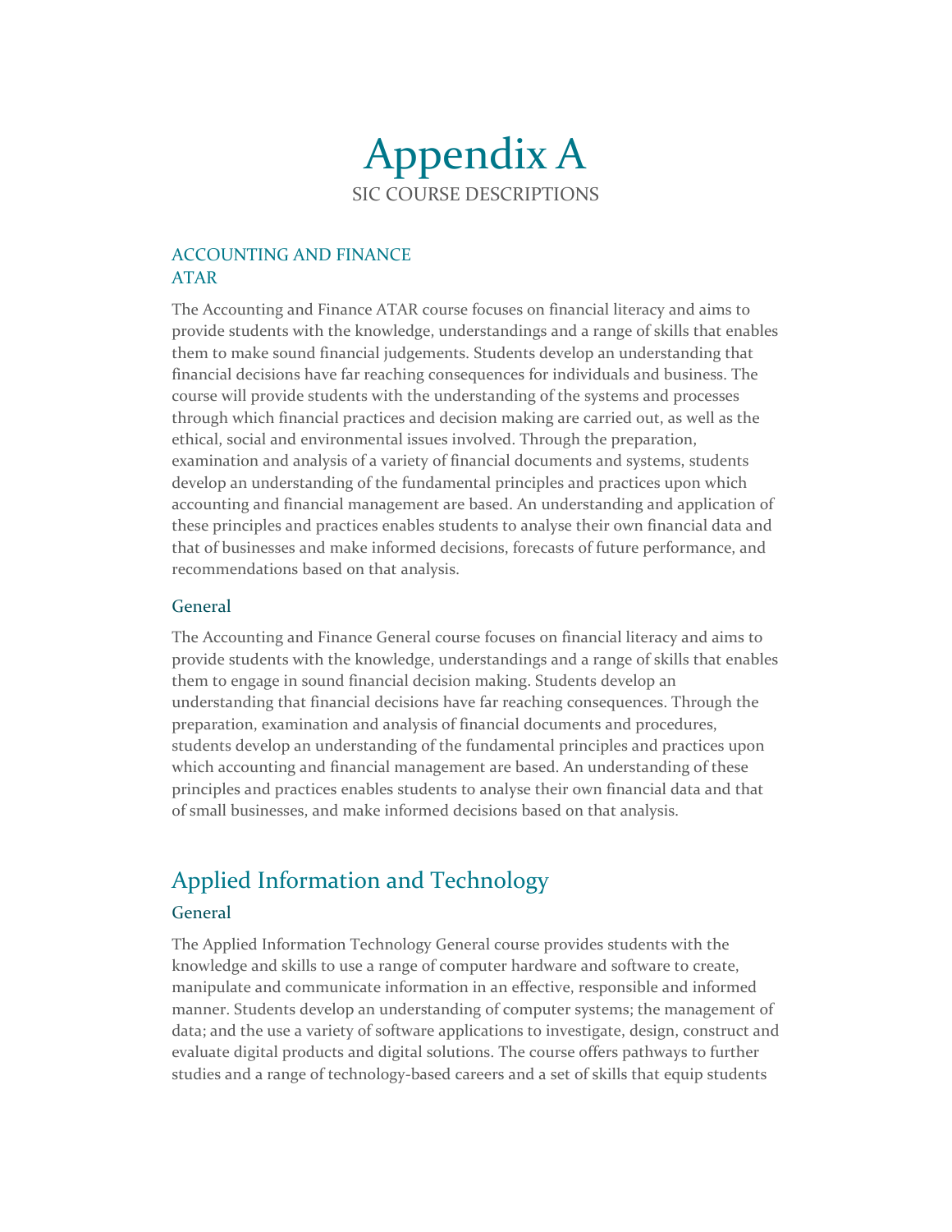# Appendix A

SIC COURSE DESCRIPTIONS

## ACCOUNTING AND FINANCE

### ATAR

The Accounting and Finance ATAR course focuses on financial literacy and aims to provide students with the knowledge, understandings and a range of skills that enables them to make sound financial judgements. Students develop an understanding that financial decisions have far reaching consequences for individuals and business. The course will provide students with the understanding of the systems and processes through which financial practices and decision making are carried out, as well as the ethical, social and environmental issues involved. Through the preparation, examination and analysis of a variety of financial documents and systems, students develop an understanding of the fundamental principles and practices upon which accounting and financial management are based. An understanding and application of these principles and practices enables students to analyse their own financial data and that of businesses and make informed decisions, forecasts of future performance, and recommendations based on that analysis.

### General

The Accounting and Finance General course focuses on financial literacy and aims to provide students with the knowledge, understandings and a range of skills that enables them to engage in sound financial decision making. Students develop an understanding that financial decisions have far reaching consequences. Through the preparation, examination and analysis of financial documents and procedures, students develop an understanding of the fundamental principles and practices upon which accounting and financial management are based. An understanding of these principles and practices enables students to analyse their own financial data and that of small businesses, and make informed decisions based on that analysis.

## Applied Information and Technology

### General

The Applied Information Technology General course provides students with the knowledge and skills to use a range of computer hardware and software to create, manipulate and communicate information in an effective, responsible and informed manner. Students develop an understanding of computer systems; the management of data; and the use a variety of software applications to investigate, design, construct and evaluate digital products and digital solutions. The course offers pathways to further studies and a range of technology-based careers and a set of skills that equip students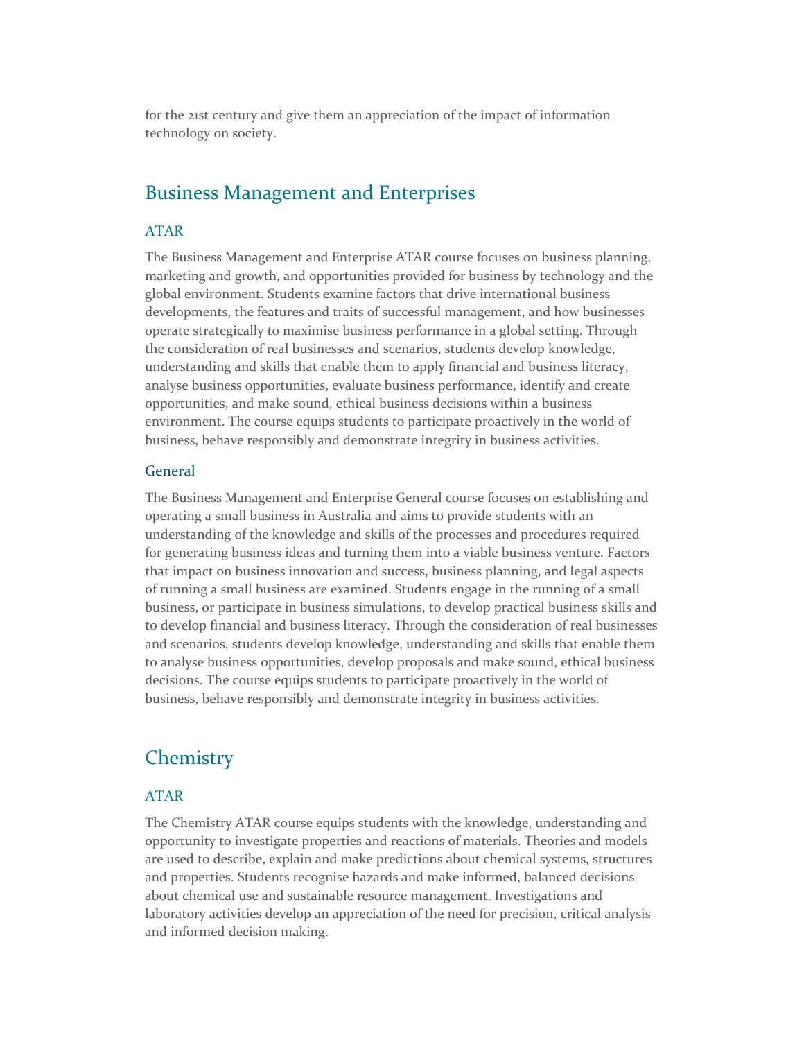for the 21st century and give them an appreciation of the impact of information technology on society.

## Business Management and Enterprises

### ATAR

The Business Management and Enterprise ATAR course focuses on business planning, marketing and growth, and opportunities provided for business by technology and the global environment. Students examine factors that drive international business developments, the features and traits of successful management, and how businesses operate strategically to maximise business performance in a global setting. Through the consideration of real businesses and scenarios, students develop knowledge, understanding and skills that enable them to apply financial and business literacy, analyse business opportunities, evaluate business performance, identify and create opportunities, and make sound, ethical business decisions within a business environment. The course equips students to participate proactively in the world of business, behave responsibly and demonstrate integrity in business activities.

### General

The Business Management and Enterprise General course focuses on establishing and operating a small business in Australia and aims to provide students with an understanding of the knowledge and skills of the processes and procedures required for generating business ideas and turning them into a viable business venture. Factors that impact on business innovation and success, business planning, and legal aspects of running a small business are examined. Students engage in the running of a small business, or participate in business simulations, to develop practical business skills and to develop financial and business literacy. Through the consideration of real businesses and scenarios, students develop knowledge, understanding and skills that enable them to analyse business opportunities, develop proposals and make sound, ethical business decisions. The course equips students to participate proactively in the world of business, behave responsibly and demonstrate integrity in business activities.

## Chemistry

### ATAR

The Chemistry ATAR course equips students with the knowledge, understanding and opportunity to investigate properties and reactions of materials. Theories and models are used to describe, explain and make predictions about chemical systems, structures and properties. Students recognise hazards and make informed, balanced decisions about chemical use and sustainable resource management. Investigations and laboratory activities develop an appreciation of the need for precision, critical analysis and informed decision making.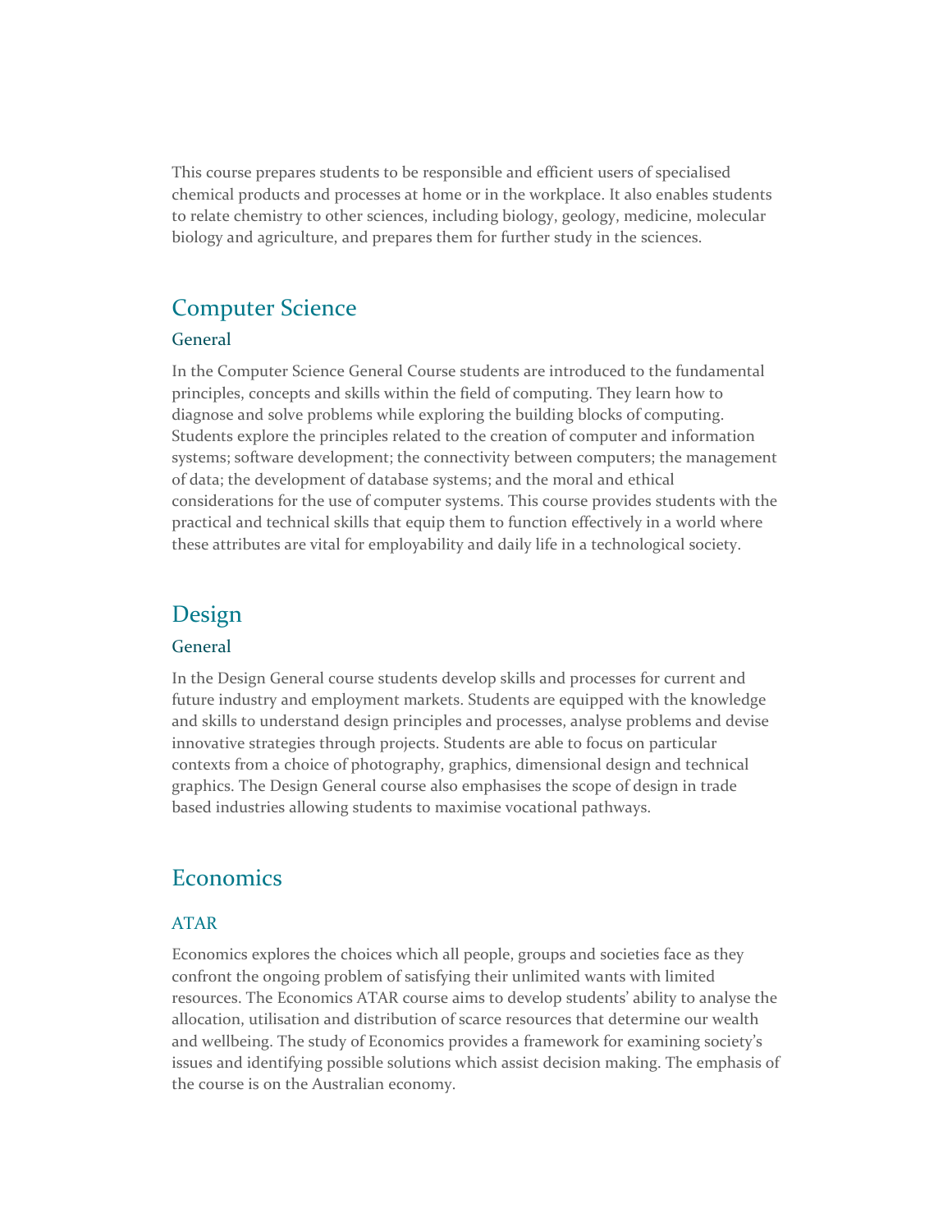This course prepares students to be responsible and efficient users of specialised chemical products and processes at home or in the workplace. It also enables students to relate chemistry to other sciences, including biology, geology, medicine, molecular biology and agriculture, and prepares them for further study in the sciences.

## Computer Science

### General

In the Computer Science General Course students are introduced to the fundamental principles, concepts and skills within the field of computing. They learn how to diagnose and solve problems while exploring the building blocks of computing. Students explore the principles related to the creation of computer and information systems; software development; the connectivity between computers; the management of data; the development of database systems; and the moral and ethical considerations for the use of computer systems. This course provides students with the practical and technical skills that equip them to function effectively in a world where these attributes are vital for employability and daily life in a technological society.

## Design

### General

In the Design General course students develop skills and processes for current and future industry and employment markets. Students are equipped with the knowledge and skills to understand design principles and processes, analyse problems and devise innovative strategies through projects. Students are able to focus on particular contexts from a choice of photography, graphics, dimensional design and technical graphics. The Design General course also emphasises the scope of design in trade based industries allowing students to maximise vocational pathways.

## Economics

### ATAR

Economics explores the choices which all people, groups and societies face as they confront the ongoing problem of satisfying their unlimited wants with limited resources. The Economics ATAR course aims to develop students' ability to analyse the allocation, utilisation and distribution of scarce resources that determine our wealth and wellbeing. The study of Economics provides a framework for examining society's issues and identifying possible solutions which assist decision making. The emphasis of the course is on the Australian economy.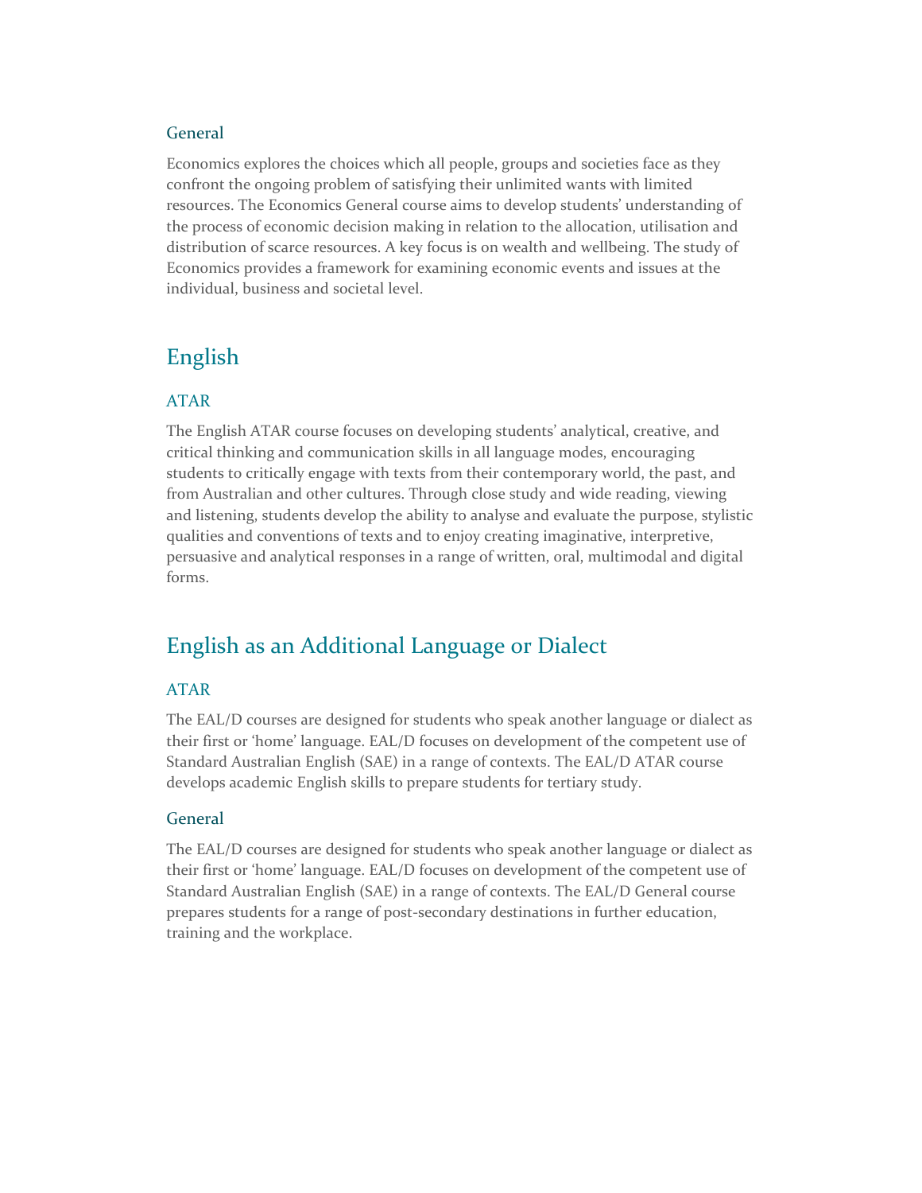### General

Economics explores the choices which all people, groups and societies face as they confront the ongoing problem of satisfying their unlimited wants with limited resources. The Economics General course aims to develop students' understanding of the process of economic decision making in relation to the allocation, utilisation and distribution of scarce resources. A key focus is on wealth and wellbeing. The study of Economics provides a framework for examining economic events and issues at the individual, business and societal level.

## English

### ATAR

The English ATAR course focuses on developing students' analytical, creative, and critical thinking and communication skills in all language modes, encouraging students to critically engage with texts from their contemporary world, the past, and from Australian and other cultures. Through close study and wide reading, viewing and listening, students develop the ability to analyse and evaluate the purpose, stylistic qualities and conventions of texts and to enjoy creating imaginative, interpretive, persuasive and analytical responses in a range of written, oral, multimodal and digital forms.

## English as an Additional Language or Dialect

### ATAR

The EAL/D courses are designed for students who speak another language or dialect as their first or 'home' language. EAL/D focuses on development of the competent use of Standard Australian English (SAE) in a range of contexts. The EAL/D ATAR course develops academic English skills to prepare students for tertiary study.

### General

The EAL/D courses are designed for students who speak another language or dialect as their first or 'home' language. EAL/D focuses on development of the competent use of Standard Australian English (SAE) in a range of contexts. The EAL/D General course prepares students for a range of post-secondary destinations in further education, training and the workplace.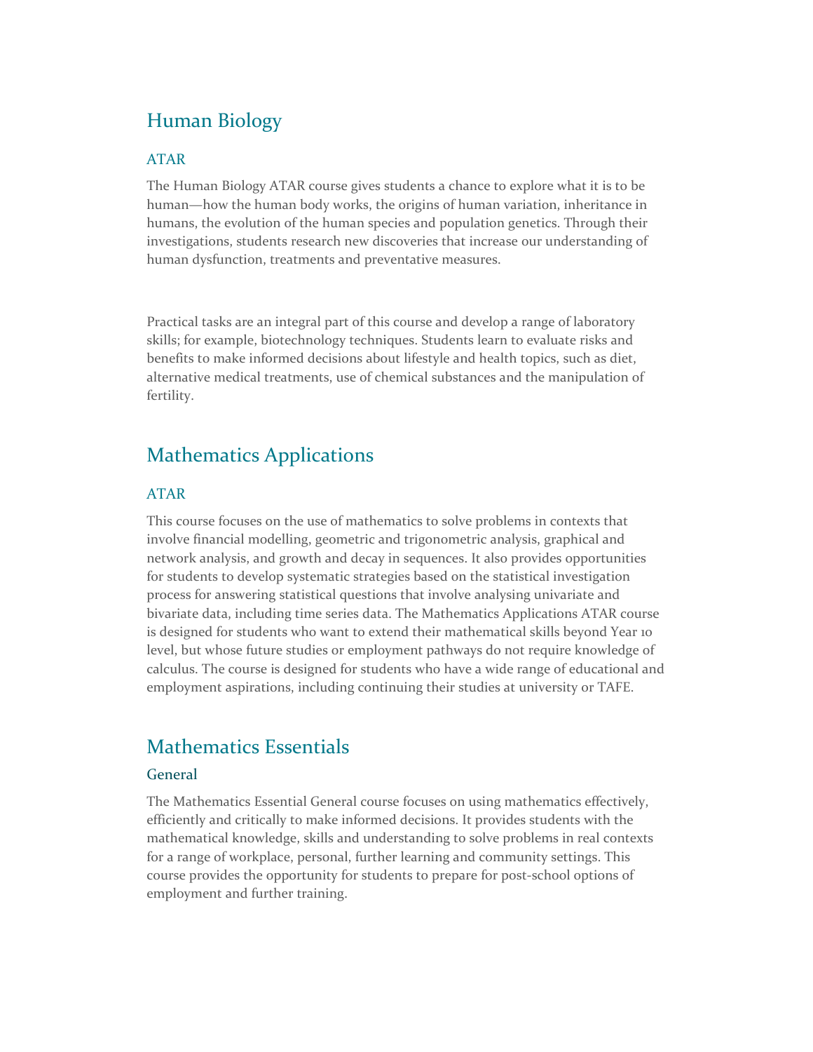## Human Biology

### ATAR

The Human Biology ATAR course gives students a chance to explore what it is to be human—how the human body works, the origins of human variation, inheritance in humans, the evolution of the human species and population genetics. Through their investigations, students research new discoveries that increase our understanding of human dysfunction, treatments and preventative measures.

Practical tasks are an integral part of this course and develop a range of laboratory skills; for example, biotechnology techniques. Students learn to evaluate risks and benefits to make informed decisions about lifestyle and health topics, such as diet, alternative medical treatments, use of chemical substances and the manipulation of fertility.

## Mathematics Applications

### ATAR

This course focuses on the use of mathematics to solve problems in contexts that involve financial modelling, geometric and trigonometric analysis, graphical and network analysis, and growth and decay in sequences. It also provides opportunities for students to develop systematic strategies based on the statistical investigation process for answering statistical questions that involve analysing univariate and bivariate data, including time series data. The Mathematics Applications ATAR course is designed for students who want to extend their mathematical skills beyond Year 10 level, but whose future studies or employment pathways do not require knowledge of calculus. The course is designed for students who have a wide range of educational and employment aspirations, including continuing their studies at university or TAFE.

## Mathematics Essentials

### General

The Mathematics Essential General course focuses on using mathematics effectively, efficiently and critically to make informed decisions. It provides students with the mathematical knowledge, skills and understanding to solve problems in real contexts for a range of workplace, personal, further learning and community settings. This course provides the opportunity for students to prepare for post-school options of employment and further training.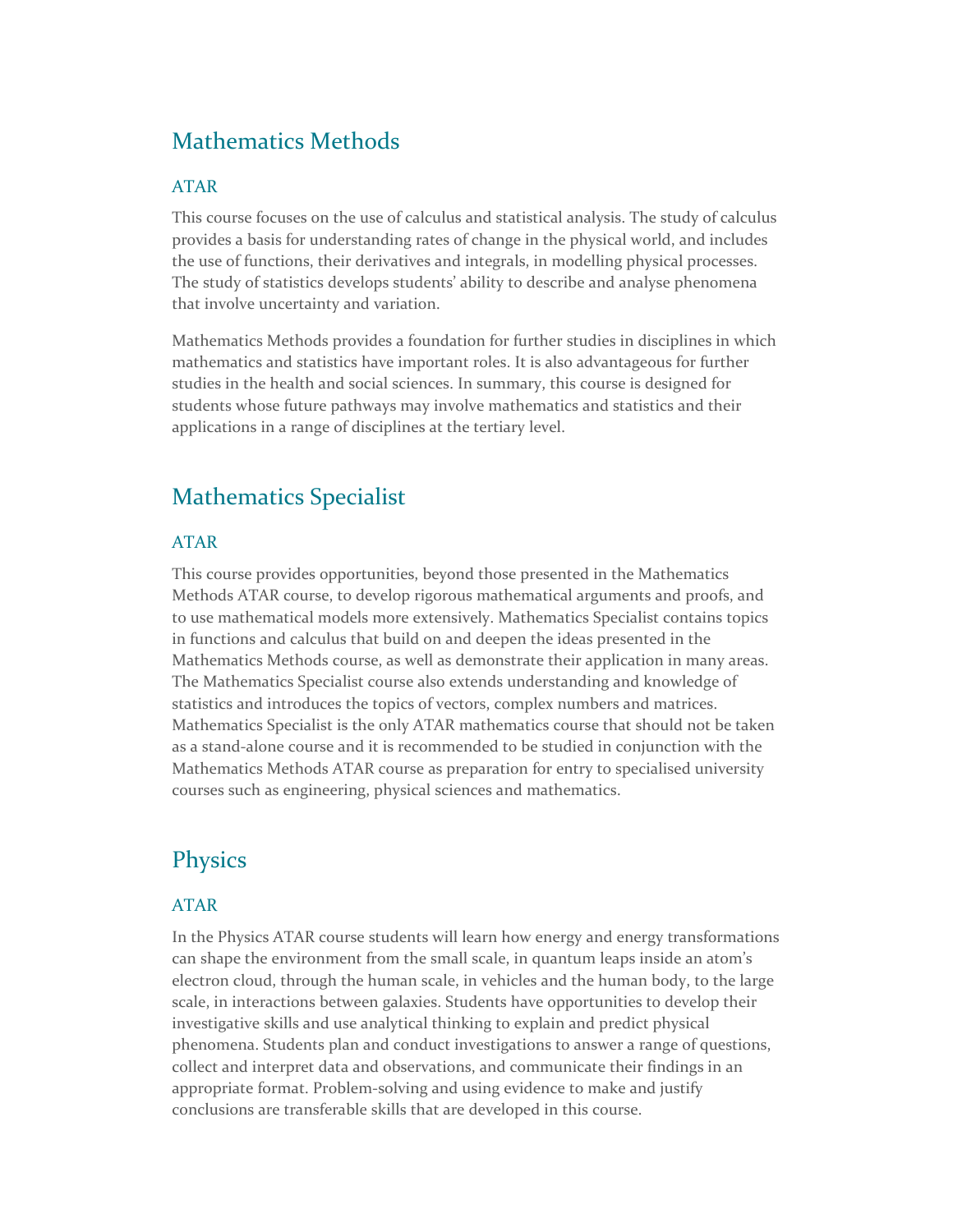## Mathematics Methods

### ATAR

This course focuses on the use of calculus and statistical analysis. The study of calculus provides a basis for understanding rates of change in the physical world, and includes the use of functions, their derivatives and integrals, in modelling physical processes. The study of statistics develops students' ability to describe and analyse phenomena that involve uncertainty and variation.

Mathematics Methods provides a foundation for further studies in disciplines in which mathematics and statistics have important roles. It is also advantageous for further studies in the health and social sciences. In summary, this course is designed for students whose future pathways may involve mathematics and statistics and their applications in a range of disciplines at the tertiary level.

## Mathematics Specialist

### ATAR

This course provides opportunities, beyond those presented in the Mathematics Methods ATAR course, to develop rigorous mathematical arguments and proofs, and to use mathematical models more extensively. Mathematics Specialist contains topics in functions and calculus that build on and deepen the ideas presented in the Mathematics Methods course, as well as demonstrate their application in many areas. The Mathematics Specialist course also extends understanding and knowledge of statistics and introduces the topics of vectors, complex numbers and matrices. Mathematics Specialist is the only ATAR mathematics course that should not be taken as a stand-alone course and it is recommended to be studied in conjunction with the Mathematics Methods ATAR course as preparation for entry to specialised university courses such as engineering, physical sciences and mathematics.

## Physics

### ATAR

In the Physics ATAR course students will learn how energy and energy transformations can shape the environment from the small scale, in quantum leaps inside an atom's electron cloud, through the human scale, in vehicles and the human body, to the large scale, in interactions between galaxies. Students have opportunities to develop their investigative skills and use analytical thinking to explain and predict physical phenomena. Students plan and conduct investigations to answer a range of questions, collect and interpret data and observations, and communicate their findings in an appropriate format. Problem-solving and using evidence to make and justify conclusions are transferable skills that are developed in this course.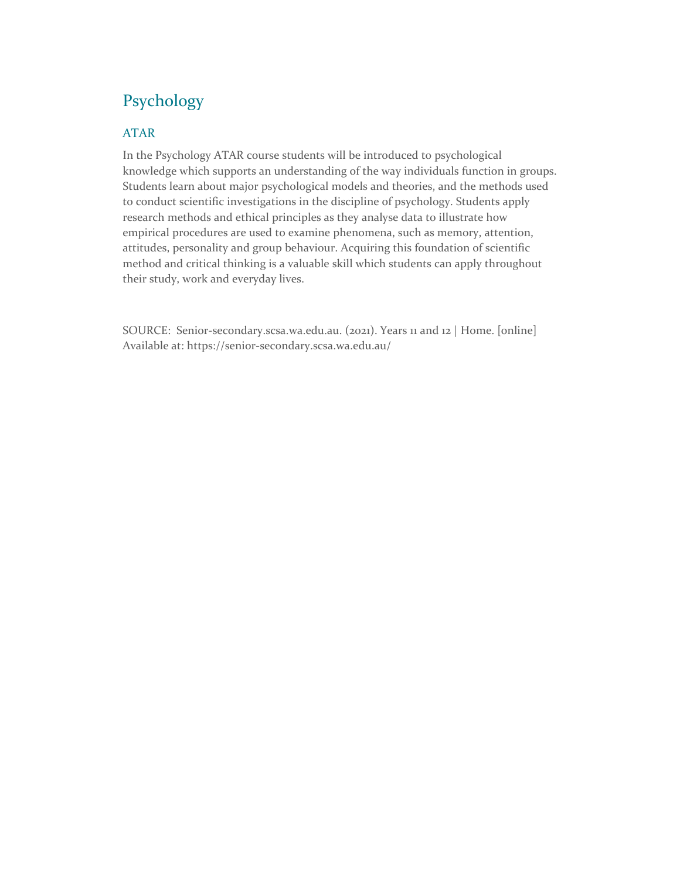## Psychology

### ATAR

In the Psychology ATAR course students will be introduced to psychological knowledge which supports an understanding of the way individuals function in groups. Students learn about major psychological models and theories, and the methods used to conduct scientific investigations in the discipline of psychology. Students apply research methods and ethical principles as they analyse data to illustrate how empirical procedures are used to examine phenomena, such as memory, attention, attitudes, personality and group behaviour. Acquiring this foundation of scientific method and critical thinking is a valuable skill which students can apply throughout their study, work and everyday lives.

SOURCE: Senior-secondary.scsa.wa.edu.au. (2021). Years 11 and 12 | Home. [online] Available at: https://senior-secondary.scsa.wa.edu.au/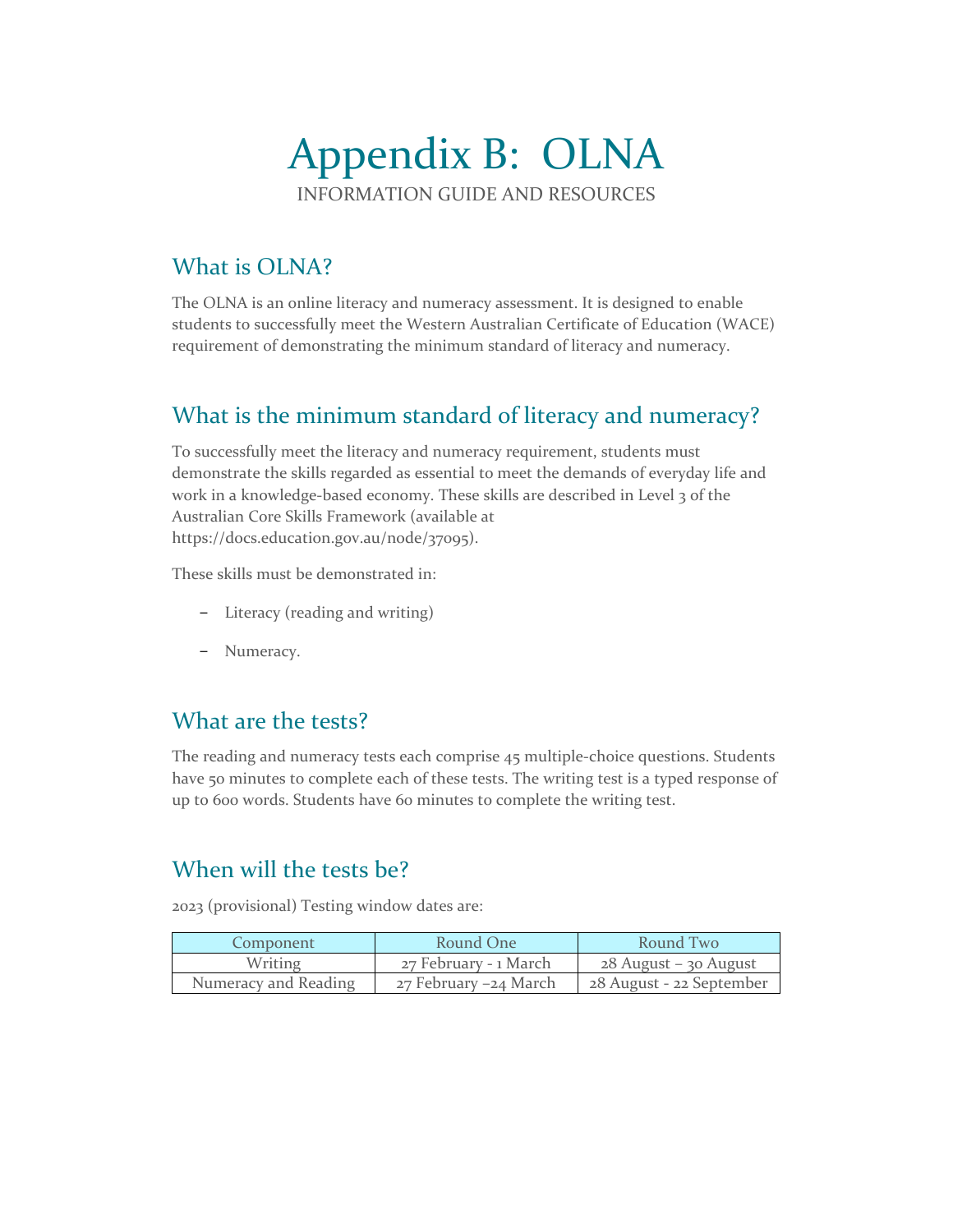# Appendix B: OLNA

INFORMATION GUIDE AND RESOURCES

## What is OLNA?

The OLNA is an online literacy and numeracy assessment. It is designed to enable students to successfully meet the Western Australian Certificate of Education (WACE) requirement of demonstrating the minimum standard of literacy and numeracy.

## What is the minimum standard of literacy and numeracy?

To successfully meet the literacy and numeracy requirement, students must demonstrate the skills regarded as essential to meet the demands of everyday life and work in a knowledge-based economy. These skills are described in Level 3 of the Australian Core Skills Framework (available at https://docs.education.gov.au/node/37095).

These skills must be demonstrated in:

- Literacy (reading and writing)
- Numeracy.

## What are the tests?

The reading and numeracy tests each comprise 45 multiple-choice questions. Students have 50 minutes to complete each of these tests. The writing test is a typed response of up to 600 words. Students have 60 minutes to complete the writing test.

## When will the tests be?

2023 (provisional) Testing window dates are:

| Component | Round One | Round Two |
|---|---|---|
| Writing | 27 February - 1 March | 28 August – 30 August |
| Numeracy and Reading | 27 February –24 March | 28 August - 22 September |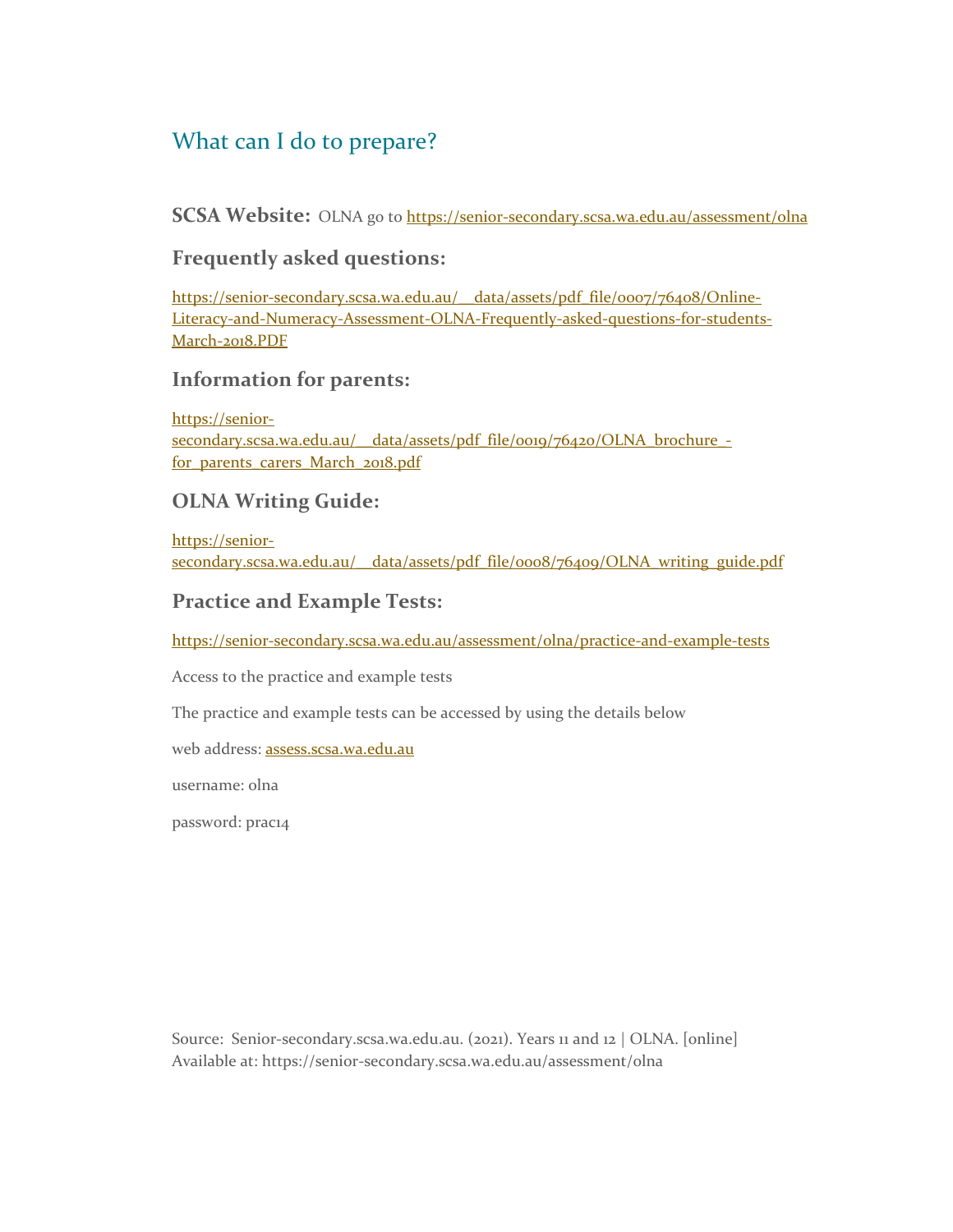## What can I do to prepare?

**SCSA Website:** OLNA go to https://senior-secondary.scsa.wa.edu.au/assessment/olna

### Frequently asked questions:

https://senior-secondary.scsa.wa.edu.au/__data/assets/pdf_file/0007/76408/Online-Literacy-and-Numeracy-Assessment-OLNA-Frequently-asked-questions-for-students-March-2018.PDF

### Information for parents:

https://senior-secondary.scsa.wa.edu.au/__data/assets/pdf_file/0019/76420/OLNA_brochure_-for_parents_carers_March_2018.pdf

### OLNA Writing Guide:

https://senior-secondary.scsa.wa.edu.au/__data/assets/pdf_file/0008/76409/OLNA_writing_guide.pdf

### Practice and Example Tests:

https://senior-secondary.scsa.wa.edu.au/assessment/olna/practice-and-example-tests

Access to the practice and example tests

The practice and example tests can be accessed by using the details below

web address: assess.scsa.wa.edu.au

username: olna

password: prac14

Source: Senior-secondary.scsa.wa.edu.au. (2021). Years 11 and 12 | OLNA. [online] Available at: https://senior-secondary.scsa.wa.edu.au/assessment/olna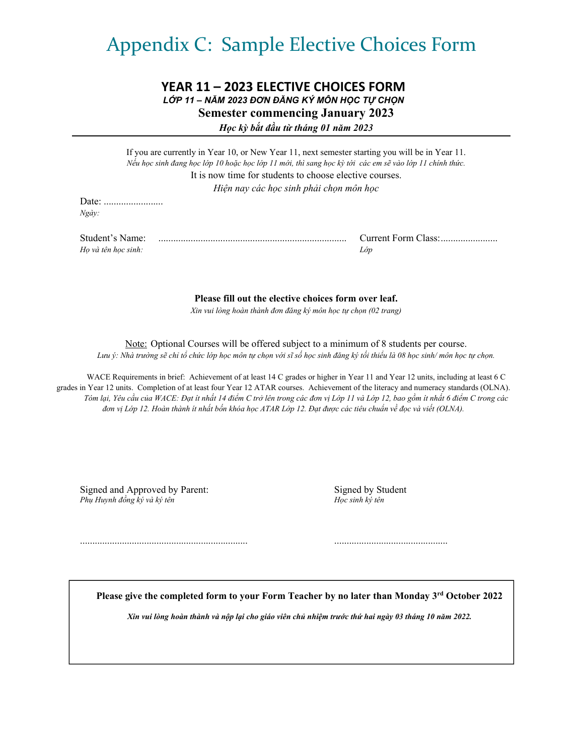# Appendix C: Sample Elective Choices Form

## YEAR 11 – 2023 ELECTIVE CHOICES FORM

***LỚP 11 – NĂM 2023 ĐƠN ĐĂNG KÝ MÔN HỌC TỰ CHỌN***

**Semester commencing January 2023**

***Học kỳ bắt đầu từ tháng 01 năm 2023***

---

If you are currently in Year 10, or New Year 11, next semester starting you will be in Year 11.
*Nếu học sinh đang học lớp 10 hoặc học lớp 11 mới, thì sang học kỳ tới các em sẽ vào lớp 11 chính thức.*

It is now time for students to choose elective courses.
*Hiện nay các học sinh phải chọn môn học*

Date: ........................
*Ngày:*

Student's Name: ........................................................................... Current Form Class:.......................
*Họ và tên học sinh:* *Lớp*

**Please fill out the elective choices form over leaf.**
*Xin vui lòng hoàn thành đơn đăng ký môn học tự chọn (02 trang)*

Note: Optional Courses will be offered subject to a minimum of 8 students per course.
*Lưu ý: Nhà trường sẽ chỉ tổ chức lớp học môn tự chọn với sĩ số học sinh đăng ký tối thiểu là 08 học sinh/ môn học tự chọn.*

WACE Requirements in brief: Achievement of at least 14 C grades or higher in Year 11 and Year 12 units, including at least 6 C grades in Year 12 units. Completion of at least four Year 12 ATAR courses. Achievement of the literacy and numeracy standards (OLNA).
*Tóm lại, Yêu cầu của WACE: Đạt ít nhất 14 điểm C trở lên trong các đơn vị Lớp 11 và Lớp 12, bao gồm ít nhất 6 điểm C trong các đơn vị Lớp 12. Hoàn thành ít nhất bốn khóa học ATAR Lớp 12. Đạt được các tiêu chuẩn về đọc và viết (OLNA).*

Signed and Approved by Parent:
*Phụ Huynh đồng ký và ký tên*

...................................................................

Signed by Student
*Học sinh ký tên*

.............................................

**Please give the completed form to your Form Teacher by no later than Monday 3rd October 2022**

***Xin vui lòng hoàn thành và nộp lại cho giáo viên chủ nhiệm trước thứ hai ngày 03 tháng 10 năm 2022.***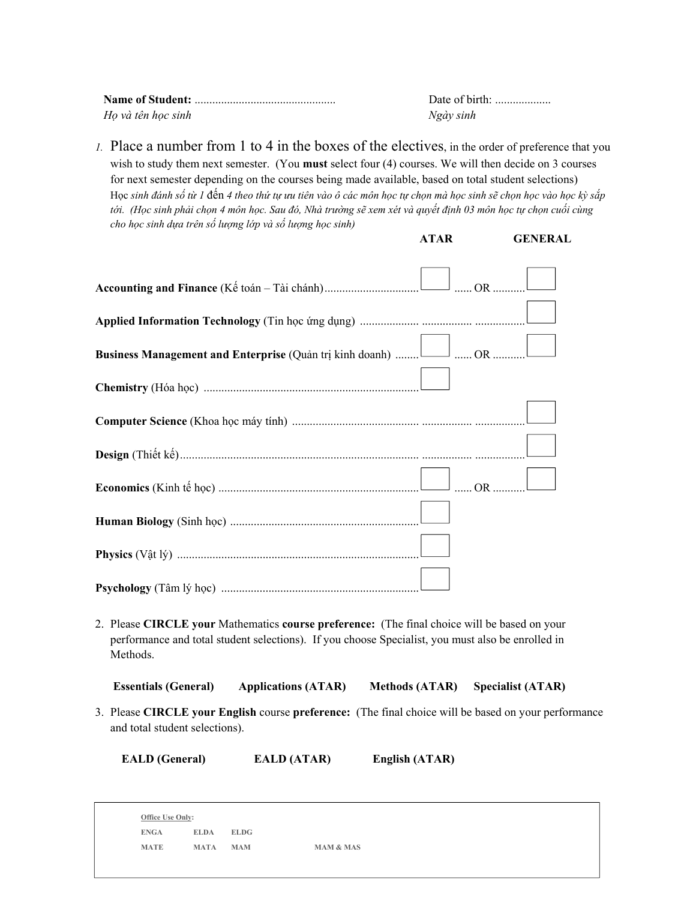**Name of Student:** ................................................ Date of birth: ..................

*Họ và tên học sinh* *Ngày sinh*

1. Place a number from 1 to 4 in the boxes of the electives, in the order of preference that you wish to study them next semester. (You **must** select four (4) courses. We will then decide on 3 courses for next semester depending on the courses being made available, based on total student selections)
   Học *sinh đánh số từ 1* đến *4 theo thứ tự ưu tiên vào ô các môn học tự chọn mà học sinh sẽ chọn học vào học kỳ sắp tới. (Học sinh phải chọn 4 môn học. Sau đó, Nhà trường sẽ xem xét và quyết định 03 môn học tự chọn cuối cùng cho học sinh dựa trên số lượng lớp và số lượng học sinh)*

| | ATAR | | GENERAL |
|---|---|---|---|
| **Accounting and Finance** (Kế toán – Tài chánh) | ☐ | OR | ☐ |
| **Applied Information Technology** (Tin học ứng dụng) | | | ☐ |
| **Business Management and Enterprise** (Quản trị kinh doanh) | ☐ | OR | ☐ |
| **Chemistry** (Hóa học) | ☐ | | |
| **Computer Science** (Khoa học máy tính) | | | ☐ |
| **Design** (Thiết kế) | | | ☐ |
| **Economics** (Kinh tế học) | ☐ | OR | ☐ |
| **Human Biology** (Sinh học) | ☐ | | |
| **Physics** (Vật lý) | ☐ | | |
| **Psychology** (Tâm lý học) | ☐ | | |

2. Please **CIRCLE your** Mathematics **course preference:** (The final choice will be based on your performance and total student selections). If you choose Specialist, you must also be enrolled in Methods.

   **Essentials (General)** **Applications (ATAR)** **Methods (ATAR)** **Specialist (ATAR)**

3. Please **CIRCLE your English** course **preference:** (The final choice will be based on your performance and total student selections).

   **EALD (General)** **EALD (ATAR)** **English (ATAR)**

Office Use Only:

ENGA ELDA ELDG

MATE MATA MAM MAM & MAS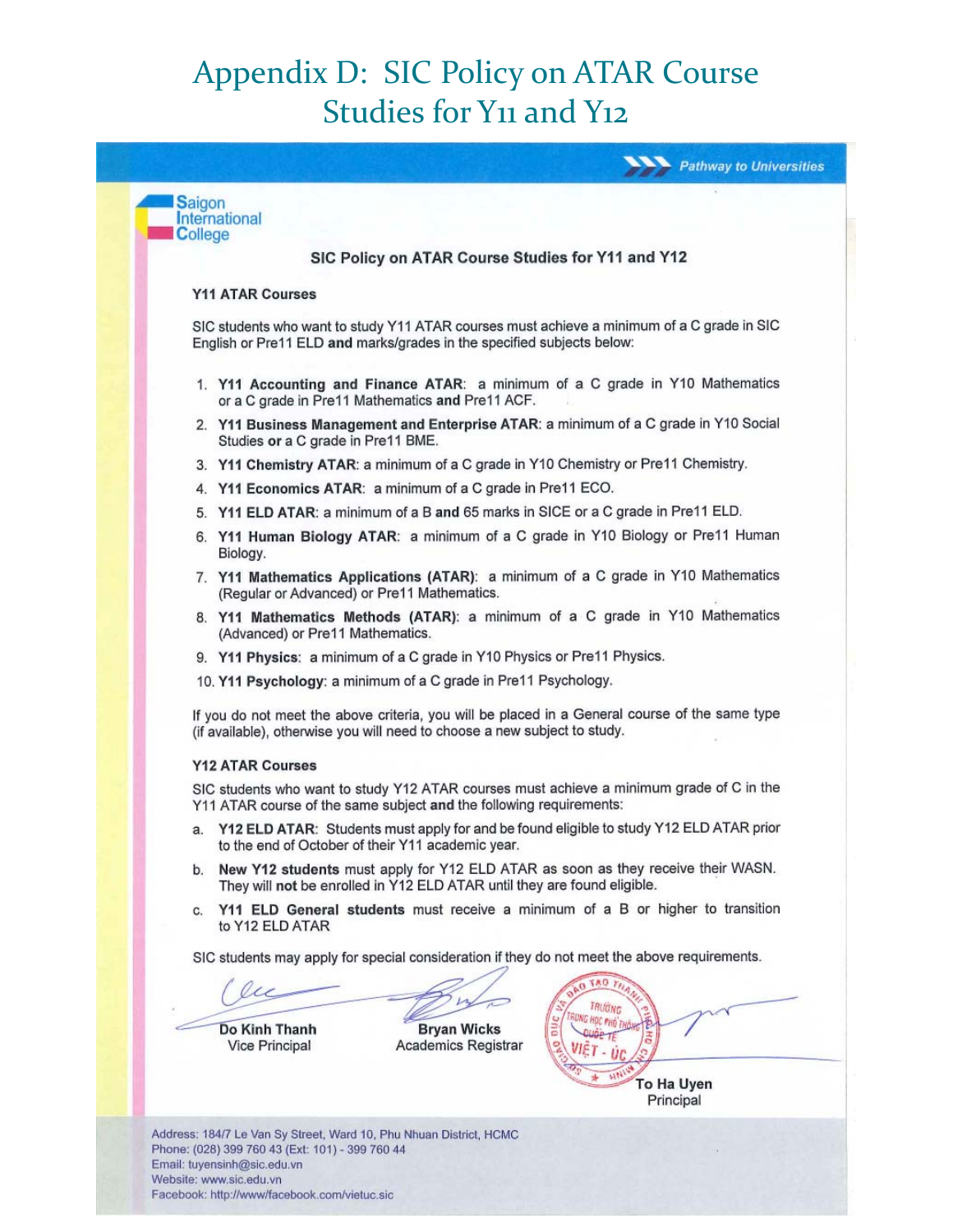# Appendix D: SIC Policy on ATAR Course Studies for Y11 and Y12

Pathway to Universities

Saigon International College

## SIC Policy on ATAR Course Studies for Y11 and Y12

### Y11 ATAR Courses

SIC students who want to study Y11 ATAR courses must achieve a minimum of a C grade in SIC English or Pre11 ELD **and** marks/grades in the specified subjects below:

1. **Y11 Accounting and Finance ATAR**: a minimum of a C grade in Y10 Mathematics or a C grade in Pre11 Mathematics **and** Pre11 ACF.
2. **Y11 Business Management and Enterprise ATAR**: a minimum of a C grade in Y10 Social Studies **or** a C grade in Pre11 BME.
3. **Y11 Chemistry ATAR**: a minimum of a C grade in Y10 Chemistry or Pre11 Chemistry.
4. **Y11 Economics ATAR**: a minimum of a C grade in Pre11 ECO.
5. **Y11 ELD ATAR**: a minimum of a B **and** 65 marks in SICE or a C grade in Pre11 ELD.
6. **Y11 Human Biology ATAR**: a minimum of a C grade in Y10 Biology or Pre11 Human Biology.
7. **Y11 Mathematics Applications (ATAR)**: a minimum of a C grade in Y10 Mathematics (Regular or Advanced) or Pre11 Mathematics.
8. **Y11 Mathematics Methods (ATAR)**: a minimum of a C grade in Y10 Mathematics (Advanced) or Pre11 Mathematics.
9. **Y11 Physics**: a minimum of a C grade in Y10 Physics or Pre11 Physics.
10. **Y11 Psychology**: a minimum of a C grade in Pre11 Psychology.

If you do not meet the above criteria, you will be placed in a General course of the same type (if available), otherwise you will need to choose a new subject to study.

### Y12 ATAR Courses

SIC students who want to study Y12 ATAR courses must achieve a minimum grade of C in the Y11 ATAR course of the same subject **and** the following requirements:

a. **Y12 ELD ATAR**: Students must apply for and be found eligible to study Y12 ELD ATAR prior to the end of October of their Y11 academic year.

b. **New Y12 students** must apply for Y12 ELD ATAR as soon as they receive their WASN. They will **not** be enrolled in Y12 ELD ATAR until they are found eligible.

c. **Y11 ELD General students** must receive a minimum of a B or higher to transition to Y12 ELD ATAR

SIC students may apply for special consideration if they do not meet the above requirements.

Do Kinh Thanh
Vice Principal

Bryan Wicks
Academics Registrar

To Ha Uyen
Principal

Address: 184/7 Le Van Sy Street, Ward 10, Phu Nhuan District, HCMC
Phone: (028) 399 760 43 (Ext: 101) - 399 760 44
Email: tuyensinh@sic.edu.vn
Website: www.sic.edu.vn
Facebook: http://www/facebook.com/vietuc.sic